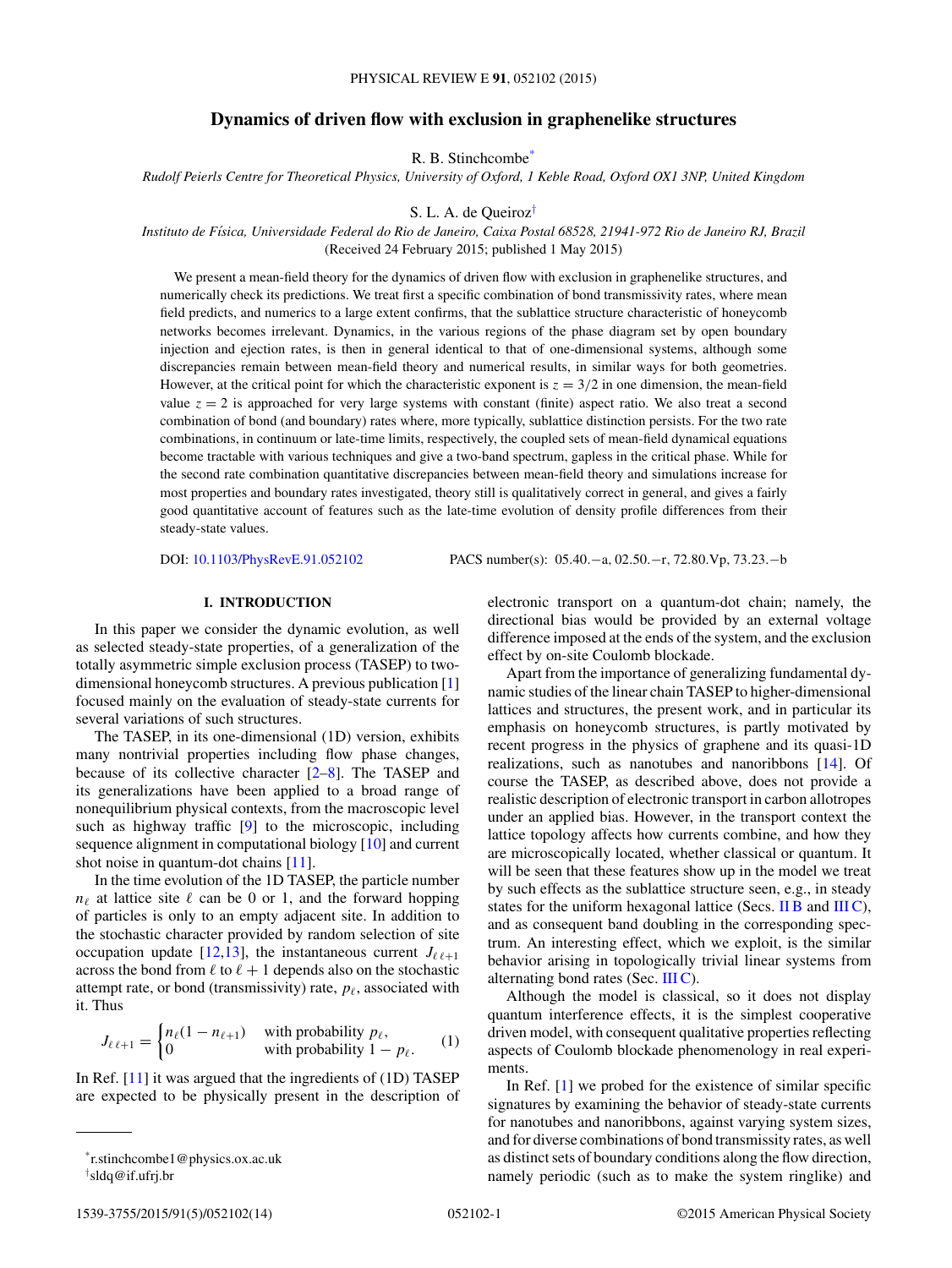# Dynamics of driven flow with exclusion in graphenelike structures

R. B. Stinchcombe*

*Rudolf Peierls Centre for Theoretical Physics, University of Oxford, 1 Keble Road, Oxford OX1 3NP, United Kingdom*

S. L. A. de Queiroz†

*Instituto de Física, Universidade Federal do Rio de Janeiro, Caixa Postal 68528, 21941-972 Rio de Janeiro RJ, Brazil*

(Received 24 February 2015; published 1 May 2015)

We present a mean-field theory for the dynamics of driven flow with exclusion in graphenelike structures, and numerically check its predictions. We treat first a specific combination of bond transmissivity rates, where mean field predicts, and numerics to a large extent confirms, that the sublattice structure characteristic of honeycomb networks becomes irrelevant. Dynamics, in the various regions of the phase diagram set by open boundary injection and ejection rates, is then in general identical to that of one-dimensional systems, although some discrepancies remain between mean-field theory and numerical results, in similar ways for both geometries. However, at the critical point for which the characteristic exponent is $z = 3/2$ in one dimension, the mean-field value $z = 2$ is approached for very large systems with constant (finite) aspect ratio. We also treat a second combination of bond (and boundary) rates where, more typically, sublattice distinction persists. For the two rate combinations, in continuum or late-time limits, respectively, the coupled sets of mean-field dynamical equations become tractable with various techniques and give a two-band spectrum, gapless in the critical phase. While for the second rate combination quantitative discrepancies between mean-field theory and simulations increase for most properties and boundary rates investigated, theory still is qualitatively correct in general, and gives a fairly good quantitative account of features such as the late-time evolution of density profile differences from their steady-state values.

DOI: 10.1103/PhysRevE.91.052102 PACS number(s): 05.40.−a, 02.50.−r, 72.80.Vp, 73.23.−b

## I. INTRODUCTION

In this paper we consider the dynamic evolution, as well as selected steady-state properties, of a generalization of the totally asymmetric simple exclusion process (TASEP) to two-dimensional honeycomb structures. A previous publication [1] focused mainly on the evaluation of steady-state currents for several variations of such structures.

The TASEP, in its one-dimensional (1D) version, exhibits many nontrivial properties including flow phase changes, because of its collective character [2–8]. The TASEP and its generalizations have been applied to a broad range of nonequilibrium physical contexts, from the macroscopic level such as highway traffic [9] to the microscopic, including sequence alignment in computational biology [10] and current shot noise in quantum-dot chains [11].

In the time evolution of the 1D TASEP, the particle number $n_\ell$ at lattice site $\ell$ can be 0 or 1, and the forward hopping of particles is only to an empty adjacent site. In addition to the stochastic character provided by random selection of site occupation update [12,13], the instantaneous current $J_{\ell\,\ell+1}$ across the bond from $\ell$ to $\ell+1$ depends also on the stochastic attempt rate, or bond (transmissivity) rate, $p_\ell$, associated with it. Thus

$$J_{\ell\,\ell+1} = \begin{cases} n_\ell(1-n_{\ell+1}) & \text{with probability } p_\ell, \\ 0 & \text{with probability } 1-p_\ell. \end{cases} \tag{1}$$

In Ref. [11] it was argued that the ingredients of (1D) TASEP are expected to be physically present in the description of electronic transport on a quantum-dot chain; namely, the directional bias would be provided by an external voltage difference imposed at the ends of the system, and the exclusion effect by on-site Coulomb blockade.

Apart from the importance of generalizing fundamental dynamic studies of the linear chain TASEP to higher-dimensional lattices and structures, the present work, and in particular its emphasis on honeycomb structures, is partly motivated by recent progress in the physics of graphene and its quasi-1D realizations, such as nanotubes and nanoribbons [14]. Of course the TASEP, as described above, does not provide a realistic description of electronic transport in carbon allotropes under an applied bias. However, in the transport context the lattice topology affects how currents combine, and how they are microscopically located, whether classical or quantum. It will be seen that these features show up in the model we treat by such effects as the sublattice structure seen, e.g., in steady states for the uniform hexagonal lattice (Secs. II B and III C), and as consequent band doubling in the corresponding spectrum. An interesting effect, which we exploit, is the similar behavior arising in topologically trivial linear systems from alternating bond rates (Sec. III C).

Although the model is classical, so it does not display quantum interference effects, it is the simplest cooperative driven model, with consequent qualitative properties reflecting aspects of Coulomb blockade phenomenology in real experiments.

In Ref. [1] we probed for the existence of similar specific signatures by examining the behavior of steady-state currents for nanotubes and nanoribbons, against varying system sizes, and for diverse combinations of bond transmissivity rates, as well as distinct sets of boundary conditions along the flow direction, namely periodic (such as to make the system ringlike) and

*r.stinchcombe1@physics.ox.ac.uk

†sldq@if.ufrj.br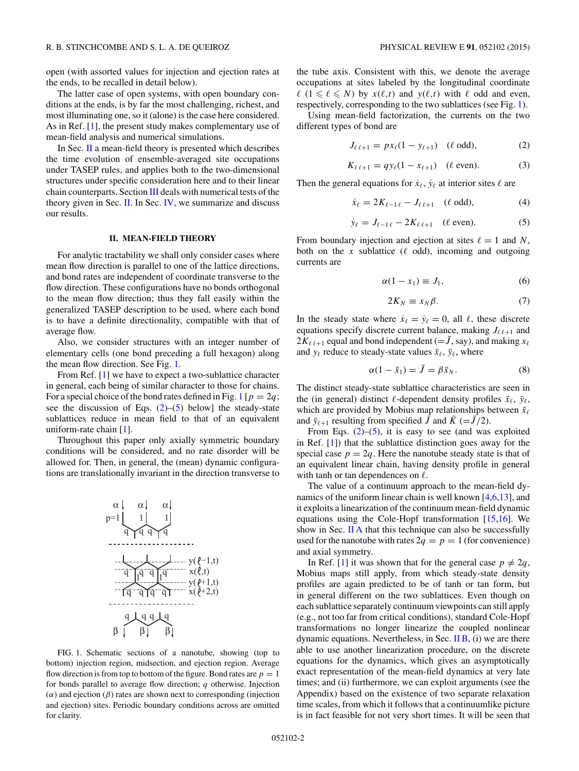open (with assorted values for injection and ejection rates at the ends, to be recalled in detail below).

The latter case of open systems, with open boundary conditions at the ends, is by far the most challenging, richest, and most illuminating one, so it (alone) is the case here considered. As in Ref. [1], the present study makes complementary use of mean-field analysis and numerical simulations.

In Sec. II a mean-field theory is presented which describes the time evolution of ensemble-averaged site occupations under TASEP rules, and applies both to the two-dimensional structures under specific consideration here and to their linear chain counterparts. Section III deals with numerical tests of the theory given in Sec. II. In Sec. IV, we summarize and discuss our results.

## II. MEAN-FIELD THEORY

For analytic tractability we shall only consider cases where mean flow direction is parallel to one of the lattice directions, and bond rates are independent of coordinate transverse to the flow direction. These configurations have no bonds orthogonal to the mean flow direction; thus they fall easily within the generalized TASEP description to be used, where each bond is to have a definite directionality, compatible with that of average flow.

Also, we consider structures with an integer number of elementary cells (one bond preceding a full hexagon) along the mean flow direction. See Fig. 1.

From Ref. [1] we have to expect a two-sublattice character in general, each being of similar character to those for chains. For a special choice of the bond rates defined in Fig. 1 [$p = 2q$; see the discussion of Eqs. (2)–(5) below] the steady-state sublattices reduce in mean field to that of an equivalent uniform-rate chain [1].

Throughout this paper only axially symmetric boundary conditions will be considered, and no rate disorder will be allowed for. Then, in general, the (mean) dynamic configurations are translationally invariant in the direction transverse to the tube axis. Consistent with this, we denote the average occupations at sites labeled by the longitudinal coordinate $\ell$ ($1 \leqslant \ell \leqslant N$) by $x(\ell,t)$ and $y(\ell,t)$ with $\ell$ odd and even, respectively, corresponding to the two sublattices (see Fig. 1).

FIG. 1. Schematic sections of a nanotube, showing (top to bottom) injection region, midsection, and ejection region. Average flow direction is from top to bottom of the figure. Bond rates are $p = 1$ for bonds parallel to average flow direction; $q$ otherwise. Injection ($\alpha$) and ejection ($\beta$) rates are shown next to corresponding (injection and ejection) sites. Periodic boundary conditions across are omitted for clarity.

Using mean-field factorization, the currents on the two different types of bond are

$$J_{\ell\,\ell+1} = p x_\ell (1 - y_{\ell+1}) \quad (\ell \text{ odd}), \tag{2}$$

$$K_{\ell\,\ell+1} = q y_\ell (1 - x_{\ell+1}) \quad (\ell \text{ even}). \tag{3}$$

Then the general equations for $\dot{x}_\ell$, $\dot{y}_\ell$ at interior sites $\ell$ are

$$\dot{x}_\ell = 2K_{\ell-1\,\ell} - J_{\ell\,\ell+1} \quad (\ell \text{ odd}), \tag{4}$$

$$\dot{y}_\ell = J_{\ell-1\,\ell} - 2K_{\ell\,\ell+1} \quad (\ell \text{ even}). \tag{5}$$

From boundary injection and ejection at sites $\ell = 1$ and $N$, both on the $x$ sublattice ($\ell$ odd), incoming and outgoing currents are

$$\alpha(1 - x_1) \equiv J_1, \tag{6}$$

$$2K_N \equiv x_N \beta. \tag{7}$$

In the steady state where $\dot{x}_\ell = \dot{y}_\ell = 0$, all $\ell$, these discrete equations specify discrete current balance, making $J_{\ell\,\ell+1}$ and $2K_{\ell\,\ell+1}$ equal and bond independent ($=\bar{J}$, say), and making $x_\ell$ and $y_\ell$ reduce to steady-state values $\bar{x}_\ell$, $\bar{y}_\ell$, where

$$\alpha(1 - \bar{x}_1) = \bar{J} = \beta \bar{x}_N. \tag{8}$$

The distinct steady-state sublattice characteristics are seen in the (in general) distinct $\ell$-dependent density profiles $\bar{x}_\ell$, $\bar{y}_\ell$, which are provided by Mobius map relationships between $\bar{x}_\ell$ and $\bar{y}_{\ell+1}$ resulting from specified $\bar{J}$ and $\bar{K}$ ($=\bar{J}/2$).

From Eqs. (2)–(5), it is easy to see (and was exploited in Ref. [1]) that the sublattice distinction goes away for the special case $p = 2q$. Here the nanotube steady state is that of an equivalent linear chain, having density profile in general with tanh or tan dependences on $\ell$.

The value of a continuum approach to the mean-field dynamics of the uniform linear chain is well known [4,6,13], and it exploits a linearization of the continuum mean-field dynamic equations using the Cole-Hopf transformation [15,16]. We show in Sec. II A that this technique can also be successfully used for the nanotube with rates $2q = p = 1$ (for convenience) and axial symmetry.

In Ref. [1] it was shown that for the general case $p \neq 2q$, Mobius maps still apply, from which steady-state density profiles are again predicted to be of tanh or tan form, but in general different on the two sublattices. Even though on each sublattice separately continuum viewpoints can still apply (e.g., not too far from critical conditions), standard Cole-Hopf transformations no longer linearize the coupled nonlinear dynamic equations. Nevertheless, in Sec. II B, (i) we are there able to use another linearization procedure, on the discrete equations for the dynamics, which gives an asymptotically exact representation of the mean-field dynamics at very late times; and (ii) furthermore, we can exploit arguments (see the Appendix) based on the existence of two separate relaxation time scales, from which it follows that a continuumlike picture is in fact feasible for not very short times. It will be seen that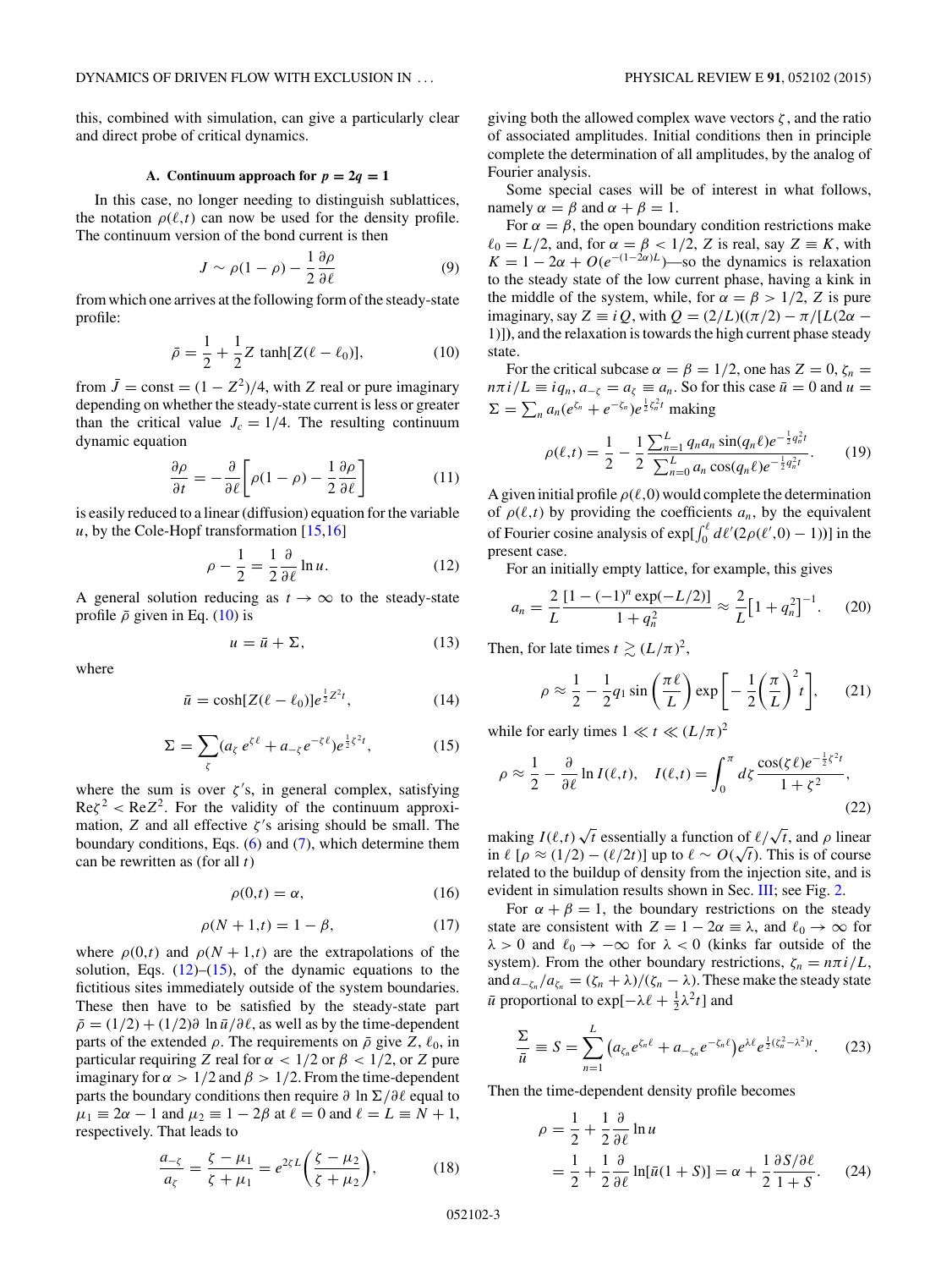this, combined with simulation, can give a particularly clear and direct probe of critical dynamics.

### A. Continuum approach for $p = 2q = 1$

In this case, no longer needing to distinguish sublattices, the notation $\rho(\ell,t)$ can now be used for the density profile. The continuum version of the bond current is then

$$J \sim \rho(1-\rho) - \frac{1}{2}\frac{\partial \rho}{\partial \ell} \tag{9}$$

from which one arrives at the following form of the steady-state profile:

$$\bar{\rho} = \frac{1}{2} + \frac{1}{2} Z \tanh[Z(\ell - \ell_0)], \tag{10}$$

from $\bar{J} = \text{const} = (1 - Z^2)/4$, with $Z$ real or pure imaginary depending on whether the steady-state current is less or greater than the critical value $J_c = 1/4$. The resulting continuum dynamic equation

$$\frac{\partial \rho}{\partial t} = -\frac{\partial}{\partial \ell}\left[\rho(1-\rho) - \frac{1}{2}\frac{\partial \rho}{\partial \ell}\right] \tag{11}$$

is easily reduced to a linear (diffusion) equation for the variable $u$, by the Cole-Hopf transformation [15,16]

$$\rho - \frac{1}{2} = \frac{1}{2}\frac{\partial}{\partial \ell}\ln u. \tag{12}$$

A general solution reducing as $t \to \infty$ to the steady-state profile $\bar{\rho}$ given in Eq. (10) is

$$u = \bar{u} + \Sigma, \tag{13}$$

where

$$\bar{u} = \cosh[Z(\ell - \ell_0)] e^{\frac{1}{2}Z^2 t}, \tag{14}$$

$$\Sigma = \sum_{\zeta} (a_\zeta e^{\zeta \ell} + a_{-\zeta} e^{-\zeta \ell}) e^{\frac{1}{2}\zeta^2 t}, \tag{15}$$

where the sum is over $\zeta$'s, in general complex, satisfying $\text{Re}\zeta^2 < \text{Re}Z^2$. For the validity of the continuum approximation, $Z$ and all effective $\zeta$'s arising should be small. The boundary conditions, Eqs. (6) and (7), which determine them can be rewritten as (for all $t$)

$$\rho(0,t) = \alpha, \tag{16}$$

$$\rho(N+1,t) = 1 - \beta, \tag{17}$$

where $\rho(0,t)$ and $\rho(N+1,t)$ are the extrapolations of the solution, Eqs. (12)–(15), of the dynamic equations to the fictitious sites immediately outside of the system boundaries. These then have to be satisfied by the steady-state part $\bar{\rho} = (1/2) + (1/2)\partial \ln \bar{u}/\partial \ell$, as well as by the time-dependent parts of the extended $\rho$. The requirements on $\bar{\rho}$ give $Z$, $\ell_0$, in particular requiring $Z$ real for $\alpha < 1/2$ or $\beta < 1/2$, or $Z$ pure imaginary for $\alpha > 1/2$ and $\beta > 1/2$. From the time-dependent parts the boundary conditions then require $\partial \ln \Sigma/\partial \ell$ equal to $\mu_1 \equiv 2\alpha - 1$ and $\mu_2 \equiv 1 - 2\beta$ at $\ell = 0$ and $\ell = L \equiv N + 1$, respectively. That leads to

$$\frac{a_{-\zeta}}{a_\zeta} = \frac{\zeta - \mu_1}{\zeta + \mu_1} = e^{2\zeta L}\left(\frac{\zeta - \mu_2}{\zeta + \mu_2}\right), \tag{18}$$

giving both the allowed complex wave vectors $\zeta$, and the ratio of associated amplitudes. Initial conditions then in principle complete the determination of all amplitudes, by the analog of Fourier analysis.

Some special cases will be of interest in what follows, namely $\alpha = \beta$ and $\alpha + \beta = 1$.

For $\alpha = \beta$, the open boundary condition restrictions make $\ell_0 = L/2$, and, for $\alpha = \beta < 1/2$, $Z$ is real, say $Z \equiv K$, with $K = 1 - 2\alpha + O(e^{-(1-2\alpha)L})$—so the dynamics is relaxation to the steady state of the low current phase, having a kink in the middle of the system, while, for $\alpha = \beta > 1/2$, $Z$ is pure imaginary, say $Z \equiv iQ$, with $Q = (2/L)((\pi/2) - \pi/[L(2\alpha - 1)])$, and the relaxation is towards the high current phase steady state.

For the critical subcase $\alpha = \beta = 1/2$, one has $Z = 0$, $\zeta_n = n\pi i/L \equiv iq_n$, $a_{-\zeta} = a_\zeta \equiv a_n$. So for this case $\bar{u} = 0$ and $u = \Sigma = \sum_n a_n (e^{\zeta_n} + e^{-\zeta_n}) e^{\frac{1}{2}\zeta_n^2 t}$ making

$$\rho(\ell,t) = \frac{1}{2} - \frac{1}{2}\frac{\sum_{n=1}^{L} q_n a_n \sin(q_n \ell) e^{-\frac{1}{2}q_n^2 t}}{\sum_{n=0}^{L} a_n \cos(q_n \ell) e^{-\frac{1}{2}q_n^2 t}}. \tag{19}$$

A given initial profile $\rho(\ell,0)$ would complete the determination of $\rho(\ell,t)$ by providing the coefficients $a_n$, by the equivalent of Fourier cosine analysis of $\exp[\int_0^\ell d\ell' (2\rho(\ell',0) - 1))]$ in the present case.

For an initially empty lattice, for example, this gives

$$a_n = \frac{2}{L}\frac{[1 - (-1)^n \exp(-L/2)]}{1 + q_n^2} \approx \frac{2}{L}\left[1 + q_n^2\right]^{-1}. \tag{20}$$

Then, for late times $t \gtrsim (L/\pi)^2$,

$$\rho \approx \frac{1}{2} - \frac{1}{2} q_1 \sin\left(\frac{\pi \ell}{L}\right) \exp\left[-\frac{1}{2}\left(\frac{\pi}{L}\right)^2 t\right], \tag{21}$$

while for early times $1 \ll t \ll (L/\pi)^2$

$$\rho \approx \frac{1}{2} - \frac{\partial}{\partial \ell}\ln I(\ell,t), \quad I(\ell,t) = \int_0^\pi d\zeta \frac{\cos(\zeta \ell) e^{-\frac{1}{2}\zeta^2 t}}{1 + \zeta^2}, \tag{22}$$

making $I(\ell,t)\sqrt{t}$ essentially a function of $\ell/\sqrt{t}$, and $\rho$ linear in $\ell$ $[\rho \approx (1/2) - (\ell/2t)]$ up to $\ell \sim O(\sqrt{t})$. This is of course related to the buildup of density from the injection site, and is evident in simulation results shown in Sec. III; see Fig. 2.

For $\alpha + \beta = 1$, the boundary restrictions on the steady state are consistent with $Z = 1 - 2\alpha \equiv \lambda$, and $\ell_0 \to \infty$ for $\lambda > 0$ and $\ell_0 \to -\infty$ for $\lambda < 0$ (kinks far outside of the system). From the other boundary restrictions, $\zeta_n = n\pi i/L$, and $a_{-\zeta_n}/a_{\zeta_n} = (\zeta_n + \lambda)/(\zeta_n - \lambda)$. These make the steady state $\bar{u}$ proportional to $\exp[-\lambda \ell + \frac{1}{2}\lambda^2 t]$ and

$$\frac{\Sigma}{\bar{u}} \equiv S = \sum_{n=1}^{L}\left(a_{\zeta_n} e^{\zeta_n \ell} + a_{-\zeta_n} e^{-\zeta_n \ell}\right) e^{\lambda \ell} e^{\frac{1}{2}(\zeta_n^2 - \lambda^2)t}. \tag{23}$$

Then the time-dependent density profile becomes

$$\begin{aligned}\rho &= \frac{1}{2} + \frac{1}{2}\frac{\partial}{\partial \ell}\ln u \\ &= \frac{1}{2} + \frac{1}{2}\frac{\partial}{\partial \ell}\ln[\bar{u}(1 + S)] = \alpha + \frac{1}{2}\frac{\partial S/\partial \ell}{1 + S}.\end{aligned} \tag{24}$$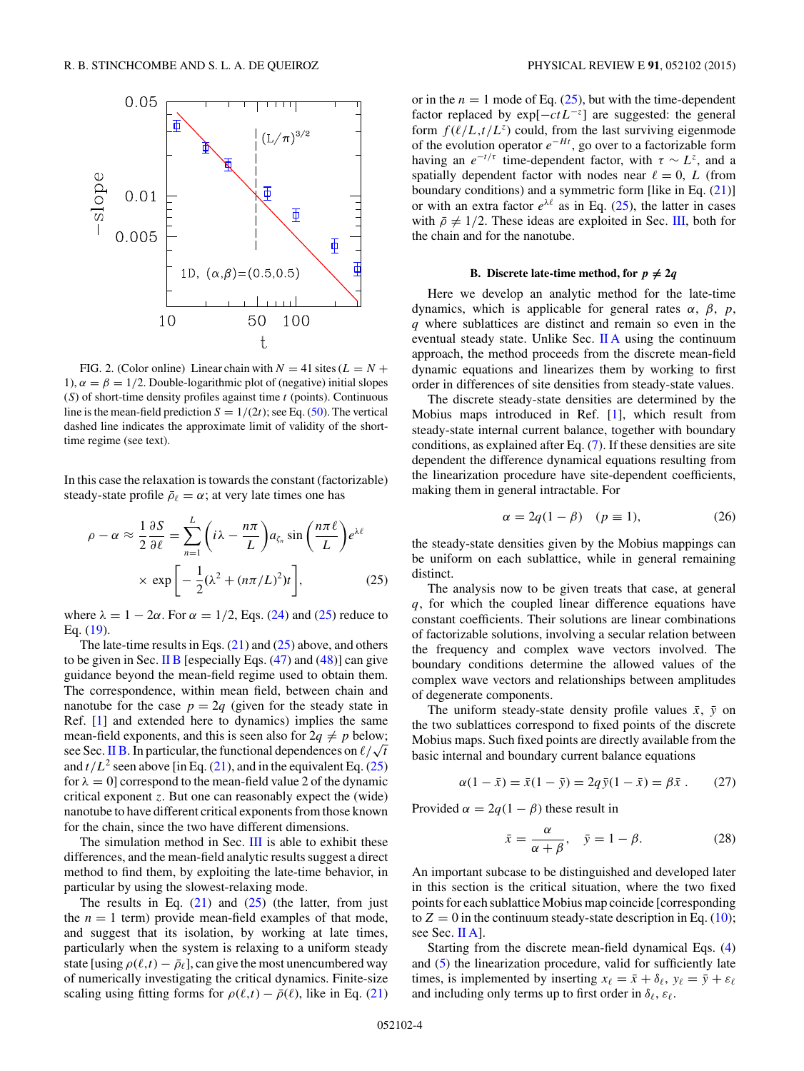FIG. 2. (Color online) Linear chain with $N = 41$ sites ($L = N + 1$), $\alpha = \beta = 1/2$. Double-logarithmic plot of (negative) initial slopes ($S$) of short-time density profiles against time $t$ (points). Continuous line is the mean-field prediction $S = 1/(2t)$; see Eq. (50). The vertical dashed line indicates the approximate limit of validity of the short-time regime (see text).

In this case the relaxation is towards the constant (factorizable) steady-state profile $\bar{\rho}_\ell = \alpha$; at very late times one has

$$\rho - \alpha \approx \frac{1}{2}\frac{\partial S}{\partial \ell} = \sum_{n=1}^{L} \left( i\lambda - \frac{n\pi}{L} \right) a_{\zeta_n} \sin\left(\frac{n\pi\ell}{L}\right) e^{\lambda\ell} \times \exp\left[ -\frac{1}{2}(\lambda^2 + (n\pi/L)^2)t \right], \tag{25}$$

where $\lambda = 1 - 2\alpha$. For $\alpha = 1/2$, Eqs. (24) and (25) reduce to Eq. (19).

The late-time results in Eqs. (21) and (25) above, and others to be given in Sec. II B [especially Eqs. (47) and (48)] can give guidance beyond the mean-field regime used to obtain them. The correspondence, within mean field, between chain and nanotube for the case $p = 2q$ (given for the steady state in Ref. [1] and extended here to dynamics) implies the same mean-field exponents, and this is seen also for $2q \neq p$ below; see Sec. II B. In particular, the functional dependences on $\ell/\sqrt{t}$ and $t/L^2$ seen above [in Eq. (21), and in the equivalent Eq. (25) for $\lambda = 0$] correspond to the mean-field value 2 of the dynamic critical exponent $z$. But one can reasonably expect the (wide) nanotube to have different critical exponents from those known for the chain, since the two have different dimensions.

The simulation method in Sec. III is able to exhibit these differences, and the mean-field analytic results suggest a direct method to find them, by exploiting the late-time behavior, in particular by using the slowest-relaxing mode.

The results in Eq. (21) and (25) (the latter, from just the $n = 1$ term) provide mean-field examples of that mode, and suggest that its isolation, by working at late times, particularly when the system is relaxing to a uniform steady state [using $\rho(\ell,t) - \bar{\rho}_\ell$], can give the most unencumbered way of numerically investigating the critical dynamics. Finite-size scaling using fitting forms for $\rho(\ell,t) - \bar{\rho}(\ell)$, like in Eq. (21) or in the $n = 1$ mode of Eq. (25), but with the time-dependent factor replaced by $\exp[-ctL^{-z}]$ are suggested: the general form $f(\ell/L, t/L^z)$ could, from the last surviving eigenmode of the evolution operator $e^{-Ht}$, go over to a factorizable form having an $e^{-t/\tau}$ time-dependent factor, with $\tau \sim L^z$, and a spatially dependent factor with nodes near $\ell = 0$, $L$ (from boundary conditions) and a symmetric form [like in Eq. (21)] or with an extra factor $e^{\lambda\ell}$ as in Eq. (25), the latter in cases with $\bar{\rho} \neq 1/2$. These ideas are exploited in Sec. III, both for the chain and for the nanotube.

### B. Discrete late-time method, for $p \neq 2q$

Here we develop an analytic method for the late-time dynamics, which is applicable for general rates $\alpha$, $\beta$, $p$, $q$ where sublattices are distinct and remain so even in the eventual steady state. Unlike Sec. II A using the continuum approach, the method proceeds from the discrete mean-field dynamic equations and linearizes them by working to first order in differences of site densities from steady-state values.

The discrete steady-state densities are determined by the Mobius maps introduced in Ref. [1], which result from steady-state internal current balance, together with boundary conditions, as explained after Eq. (7). If these densities are site dependent the difference dynamical equations resulting from the linearization procedure have site-dependent coefficients, making them in general intractable. For

$$\alpha = 2q(1-\beta) \quad (p \equiv 1), \tag{26}$$

the steady-state densities given by the Mobius mappings can be uniform on each sublattice, while in general remaining distinct.

The analysis now to be given treats that case, at general $q$, for which the coupled linear difference equations have constant coefficients. Their solutions are linear combinations of factorizable solutions, involving a secular relation between the frequency and complex wave vectors involved. The boundary conditions determine the allowed values of the complex wave vectors and relationships between amplitudes of degenerate components.

The uniform steady-state density profile values $\bar{x}$, $\bar{y}$ on the two sublattices correspond to fixed points of the discrete Mobius maps. Such fixed points are directly available from the basic internal and boundary current balance equations

$$\alpha(1-\bar{x}) = \bar{x}(1-\bar{y}) = 2q\bar{y}(1-\bar{x}) = \beta\bar{x}\,. \tag{27}$$

Provided $\alpha = 2q(1-\beta)$ these result in

$$\bar{x} = \frac{\alpha}{\alpha+\beta}, \quad \bar{y} = 1-\beta. \tag{28}$$

An important subcase to be distinguished and developed later in this section is the critical situation, where the two fixed points for each sublattice Mobius map coincide [corresponding to $Z = 0$ in the continuum steady-state description in Eq. (10); see Sec. II A].

Starting from the discrete mean-field dynamical Eqs. (4) and (5) the linearization procedure, valid for sufficiently late times, is implemented by inserting $x_\ell = \bar{x} + \delta_\ell$, $y_\ell = \bar{y} + \varepsilon_\ell$ and including only terms up to first order in $\delta_\ell$, $\varepsilon_\ell$.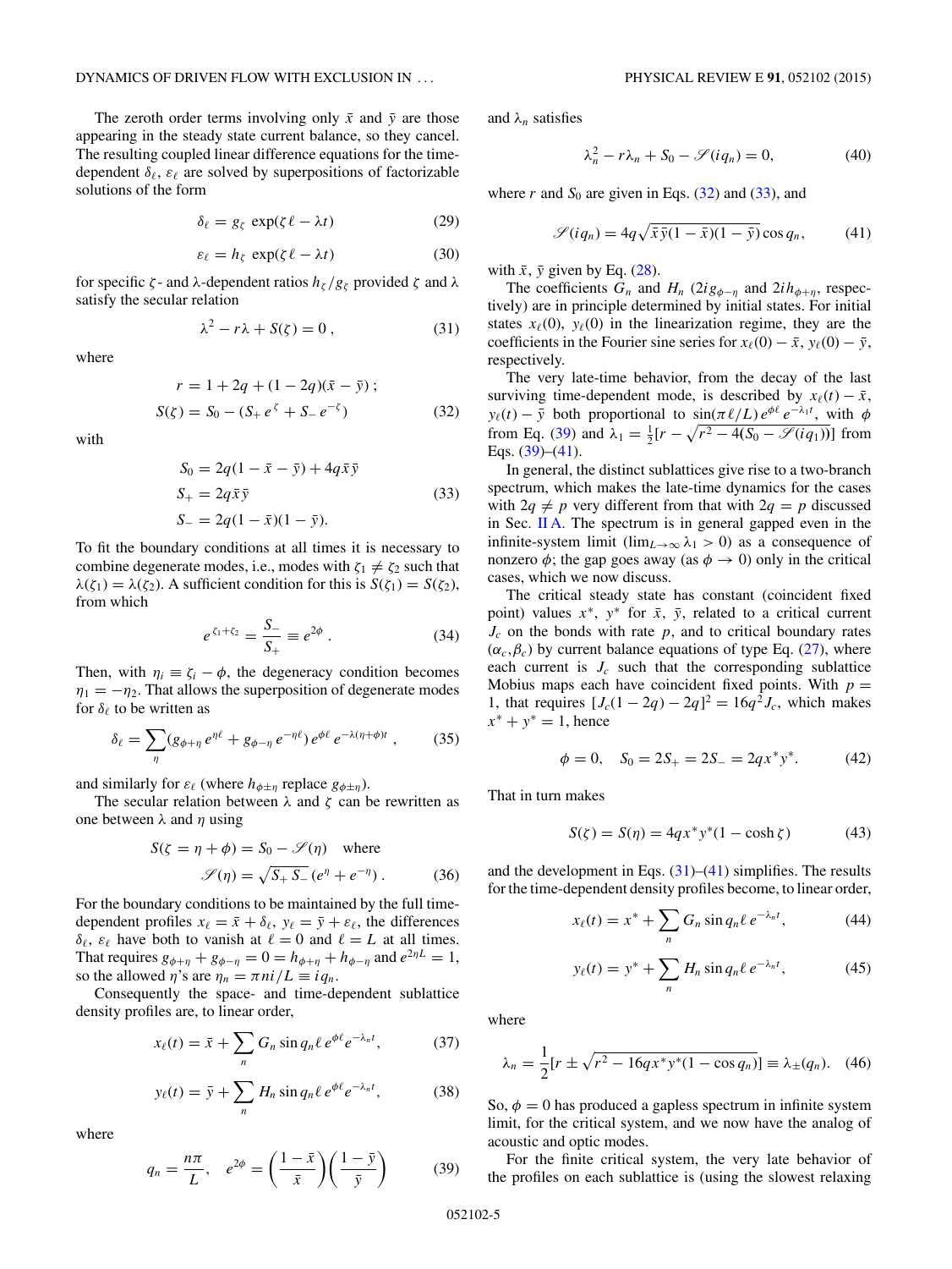The zeroth order terms involving only $\bar{x}$ and $\bar{y}$ are those appearing in the steady state current balance, so they cancel. The resulting coupled linear difference equations for the time-dependent $\delta_\ell$, $\varepsilon_\ell$ are solved by superpositions of factorizable solutions of the form

$$\delta_\ell = g_\zeta \, \exp(\zeta \ell - \lambda t) \tag{29}$$

$$\varepsilon_\ell = h_\zeta \, \exp(\zeta \ell - \lambda t) \tag{30}$$

for specific $\zeta$- and $\lambda$-dependent ratios $h_\zeta / g_\zeta$ provided $\zeta$ and $\lambda$ satisfy the secular relation

$$\lambda^2 - r\lambda + S(\zeta) = 0\,, \tag{31}$$

where

$$\begin{aligned} r &= 1 + 2q + (1-2q)(\bar{x} - \bar{y})\,; \\ S(\zeta) &= S_0 - (S_+ e^{\zeta} + S_- e^{-\zeta}) \end{aligned} \tag{32}$$

with

$$\begin{aligned} S_0 &= 2q(1 - \bar{x} - \bar{y}) + 4q\bar{x}\bar{y} \\ S_+ &= 2q\bar{x}\bar{y} \\ S_- &= 2q(1-\bar{x})(1-\bar{y}). \end{aligned} \tag{33}$$

To fit the boundary conditions at all times it is necessary to combine degenerate modes, i.e., modes with $\zeta_1 \neq \zeta_2$ such that $\lambda(\zeta_1) = \lambda(\zeta_2)$. A sufficient condition for this is $S(\zeta_1) = S(\zeta_2)$, from which

$$e^{\zeta_1 + \zeta_2} = \frac{S_-}{S_+} \equiv e^{2\phi}\,. \tag{34}$$

Then, with $\eta_i \equiv \zeta_i - \phi$, the degeneracy condition becomes $\eta_1 = -\eta_2$. That allows the superposition of degenerate modes for $\delta_\ell$ to be written as

$$\delta_\ell = \sum_\eta (g_{\phi+\eta}\, e^{\eta\ell} + g_{\phi-\eta}\, e^{-\eta\ell})\, e^{\phi\ell}\, e^{-\lambda(\eta+\phi)t}\,, \tag{35}$$

and similarly for $\varepsilon_\ell$ (where $h_{\phi\pm\eta}$ replace $g_{\phi\pm\eta}$).

The secular relation between $\lambda$ and $\zeta$ can be rewritten as one between $\lambda$ and $\eta$ using

$$S(\zeta = \eta + \phi) = S_0 - \mathscr{S}(\eta) \quad \text{where} \quad \mathscr{S}(\eta) = \sqrt{S_+ S_-}\,(e^{\eta} + e^{-\eta})\,. \tag{36}$$

For the boundary conditions to be maintained by the full time-dependent profiles $x_\ell = \bar{x} + \delta_\ell$, $y_\ell = \bar{y} + \varepsilon_\ell$, the differences $\delta_\ell$, $\varepsilon_\ell$ have both to vanish at $\ell = 0$ and $\ell = L$ at all times. That requires $g_{\phi+\eta} + g_{\phi-\eta} = 0 = h_{\phi+\eta} + h_{\phi-\eta}$ and $e^{2\eta L} = 1$, so the allowed $\eta$'s are $\eta_n = \pi n i/L \equiv i q_n$.

Consequently the space- and time-dependent sublattice density profiles are, to linear order,

$$x_\ell(t) = \bar{x} + \sum_n G_n \sin q_n \ell\, e^{\phi\ell} e^{-\lambda_n t}, \tag{37}$$

$$y_\ell(t) = \bar{y} + \sum_n H_n \sin q_n \ell\, e^{\phi\ell} e^{-\lambda_n t}, \tag{38}$$

where

$$q_n = \frac{n\pi}{L}, \quad e^{2\phi} = \left(\frac{1-\bar{x}}{\bar{x}}\right)\left(\frac{1-\bar{y}}{\bar{y}}\right) \tag{39}$$

and $\lambda_n$ satisfies

$$\lambda_n^2 - r\lambda_n + S_0 - \mathscr{S}(iq_n) = 0, \tag{40}$$

where $r$ and $S_0$ are given in Eqs. (32) and (33), and

$$\mathscr{S}(iq_n) = 4q\sqrt{\bar{x}\,\bar{y}(1-\bar{x})(1-\bar{y})}\cos q_n, \tag{41}$$

with $\bar{x}$, $\bar{y}$ given by Eq. (28).

The coefficients $G_n$ and $H_n$ ($2ig_{\phi-\eta}$ and $2ih_{\phi+\eta}$, respectively) are in principle determined by initial states. For initial states $x_\ell(0)$, $y_\ell(0)$ in the linearization regime, they are the coefficients in the Fourier sine series for $x_\ell(0) - \bar{x}$, $y_\ell(0) - \bar{y}$, respectively.

The very late-time behavior, from the decay of the last surviving time-dependent mode, is described by $x_\ell(t) - \bar{x}$, $y_\ell(t) - \bar{y}$ both proportional to $\sin(\pi\ell/L)\, e^{\phi\ell}\, e^{-\lambda_1 t}$, with $\phi$ from Eq. (39) and $\lambda_1 = \frac{1}{2}[r - \sqrt{r^2 - 4(S_0 - \mathscr{S}(iq_1))}]$ from Eqs. (39)–(41).

In general, the distinct sublattices give rise to a two-branch spectrum, which makes the late-time dynamics for the cases with $2q \neq p$ very different from that with $2q = p$ discussed in Sec. II A. The spectrum is in general gapped even in the infinite-system limit ($\lim_{L\to\infty} \lambda_1 > 0$) as a consequence of nonzero $\phi$; the gap goes away (as $\phi \to 0$) only in the critical cases, which we now discuss.

The critical steady state has constant (coincident fixed point) values $x^*$, $y^*$ for $\bar{x}$, $\bar{y}$, related to a critical current $J_c$ on the bonds with rate $p$, and to critical boundary rates $(\alpha_c, \beta_c)$ by current balance equations of type Eq. (27), where each current is $J_c$ such that the corresponding sublattice Mobius maps each have coincident fixed points. With $p = 1$, that requires $[J_c(1-2q) - 2q]^2 = 16q^2 J_c$, which makes $x^* + y^* = 1$, hence

$$\phi = 0, \quad S_0 = 2S_+ = 2S_- = 2qx^*y^*. \tag{42}$$

That in turn makes

$$S(\zeta) = S(\eta) = 4qx^*y^*(1 - \cosh\zeta) \tag{43}$$

and the development in Eqs. (31)–(41) simplifies. The results for the time-dependent density profiles become, to linear order,

$$x_\ell(t) = x^* + \sum_n G_n \sin q_n \ell\, e^{-\lambda_n t}, \tag{44}$$

$$y_\ell(t) = y^* + \sum_n H_n \sin q_n \ell\, e^{-\lambda_n t}, \tag{45}$$

where

$$\lambda_n = \frac{1}{2}[r \pm \sqrt{r^2 - 16qx^*y^*(1 - \cos q_n)}] \equiv \lambda_\pm(q_n). \tag{46}$$

So, $\phi = 0$ has produced a gapless spectrum in infinite system limit, for the critical system, and we now have the analog of acoustic and optic modes.

For the finite critical system, the very late behavior of the profiles on each sublattice is (using the slowest relaxing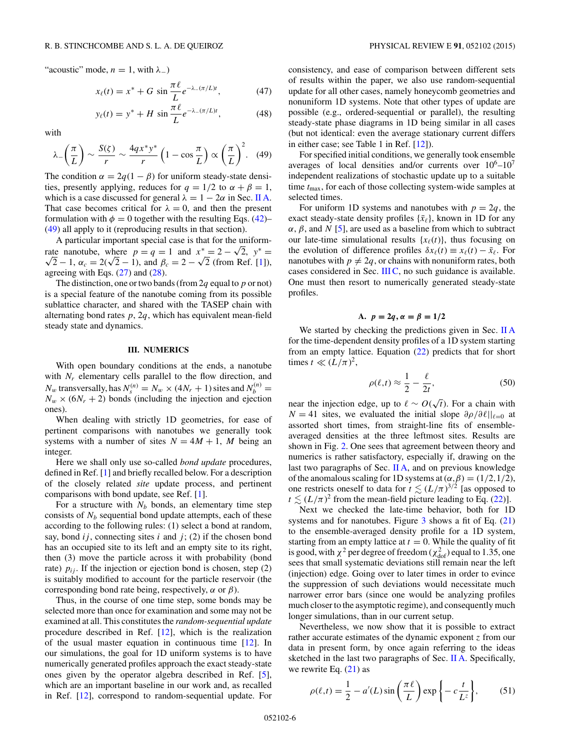"acoustic" mode, $n = 1$, with $\lambda_-$)

$$x_\ell(t) = x^* + G \sin\frac{\pi\ell}{L} e^{-\lambda_-(\pi/L)t}, \tag{47}$$

$$y_\ell(t) = y^* + H \sin\frac{\pi\ell}{L} e^{-\lambda_-(\pi/L)t}, \tag{48}$$

with

$$\lambda_-\left(\frac{\pi}{L}\right) \sim \frac{S(\zeta)}{r} \sim \frac{4qx^*y^*}{r}\left(1 - \cos\frac{\pi}{L}\right) \propto \left(\frac{\pi}{L}\right)^2. \tag{49}$$

The condition $\alpha = 2q(1-\beta)$ for uniform steady-state densities, presently applying, reduces for $q = 1/2$ to $\alpha + \beta = 1$, which is a case discussed for general $\lambda = 1 - 2\alpha$ in Sec. II A. That case becomes critical for $\lambda = 0$, and then the present formulation with $\phi = 0$ together with the resulting Eqs. (42)–(49) all apply to it (reproducing results in that section).

A particular important special case is that for the uniform-rate nanotube, where $p = q = 1$ and $x^* = 2 - \sqrt{2}$, $y^* = \sqrt{2} - 1$, $\alpha_c = 2(\sqrt{2} - 1)$, and $\beta_c = 2 - \sqrt{2}$ (from Ref. [1]), agreeing with Eqs. (27) and (28).

The distinction, one or two bands (from $2q$ equal to $p$ or not) is a special feature of the nanotube coming from its possible sublattice character, and shared with the TASEP chain with alternating bond rates $p$, $2q$, which has equivalent mean-field steady state and dynamics.

## III. NUMERICS

With open boundary conditions at the ends, a nanotube with $N_r$ elementary cells parallel to the flow direction, and $N_w$ transversally, has $N_s^{(n)} = N_w \times (4N_r + 1)$ sites and $N_b^{(n)} = N_w \times (6N_r + 2)$ bonds (including the injection and ejection ones).

When dealing with strictly 1D geometries, for ease of pertinent comparisons with nanotubes we generally took systems with a number of sites $N = 4M + 1$, $M$ being an integer.

Here we shall only use so-called *bond update* procedures, defined in Ref. [1] and briefly recalled below. For a description of the closely related *site* update process, and pertinent comparisons with bond update, see Ref. [1].

For a structure with $N_b$ bonds, an elementary time step consists of $N_b$ sequential bond update attempts, each of these according to the following rules: (1) select a bond at random, say, bond $ij$, connecting sites $i$ and $j$; (2) if the chosen bond has an occupied site to its left and an empty site to its right, then (3) move the particle across it with probability (bond rate) $p_{ij}$. If the injection or ejection bond is chosen, step (2) is suitably modified to account for the particle reservoir (the corresponding bond rate being, respectively, $\alpha$ or $\beta$).

Thus, in the course of one time step, some bonds may be selected more than once for examination and some may not be examined at all. This constitutes the *random-sequential update* procedure described in Ref. [12], which is the realization of the usual master equation in continuous time [12]. In our simulations, the goal for 1D uniform systems is to have numerically generated profiles approach the exact steady-state ones given by the operator algebra described in Ref. [5], which are an important baseline in our work and, as recalled in Ref. [12], correspond to random-sequential update. For consistency, and ease of comparison between different sets of results within the paper, we also use random-sequential update for all other cases, namely honeycomb geometries and nonuniform 1D systems. Note that other types of update are possible (e.g., ordered-sequential or parallel), the resulting steady-state phase diagrams in 1D being similar in all cases (but not identical: even the average stationary current differs in either case; see Table 1 in Ref. [12]).

For specified initial conditions, we generally took ensemble averages of local densities and/or currents over $10^6$–$10^7$ independent realizations of stochastic update up to a suitable time $t_{\rm max}$, for each of those collecting system-wide samples at selected times.

For uniform 1D systems and nanotubes with $p = 2q$, the exact steady-state density profiles $\{\bar{x}_\ell\}$, known in 1D for any $\alpha$, $\beta$, and $N$ [5], are used as a baseline from which to subtract our late-time simulational results $\{x_\ell(t)\}$, thus focusing on the evolution of difference profiles $\delta x_\ell(t) \equiv x_\ell(t) - \bar{x}_\ell$. For nanotubes with $p \neq 2q$, or chains with nonuniform rates, both cases considered in Sec. III C, no such guidance is available. One must then resort to numerically generated steady-state profiles.

### A. $p = 2q, \alpha = \beta = 1/2$

We started by checking the predictions given in Sec. II A for the time-dependent density profiles of a 1D system starting from an empty lattice. Equation (22) predicts that for short times $t \ll (L/\pi)^2$,

$$\rho(\ell,t) \approx \frac{1}{2} - \frac{\ell}{2t}, \tag{50}$$

near the injection edge, up to $\ell \sim O(\sqrt{t})$. For a chain with $N = 41$ sites, we evaluated the initial slope $\partial\rho/\partial\ell|_{\ell=0}$ at assorted short times, from straight-line fits of ensemble-averaged densities at the three leftmost sites. Results are shown in Fig. 2. One sees that agreement between theory and numerics is rather satisfactory, especially if, drawing on the last two paragraphs of Sec. II A, and on previous knowledge of the anomalous scaling for 1D systems at $(\alpha,\beta) = (1/2, 1/2)$, one restricts oneself to data for $t \lesssim (L/\pi)^{3/2}$ [as opposed to $t \lesssim (L/\pi)^2$ from the mean-field picture leading to Eq. (22)].

Next we checked the late-time behavior, both for 1D systems and for nanotubes. Figure 3 shows a fit of Eq. (21) to the ensemble-averaged density profile for a 1D system, starting from an empty lattice at $t = 0$. While the quality of fit is good, with $\chi^2$ per degree of freedom ($\chi^2_{\rm dof}$) equal to 1.35, one sees that small systematic deviations still remain near the left (injection) edge. Going over to later times in order to evince the suppression of such deviations would necessitate much narrower error bars (since one would be analyzing profiles much closer to the asymptotic regime), and consequently much longer simulations, than in our current setup.

Nevertheless, we now show that it is possible to extract rather accurate estimates of the dynamic exponent $z$ from our data in present form, by once again referring to the ideas sketched in the last two paragraphs of Sec. II A. Specifically, we rewrite Eq. (21) as

$$\rho(\ell,t) = \frac{1}{2} - a'(L)\sin\left(\frac{\pi\ell}{L}\right)\exp\left\{-c\,\frac{t}{L^z}\right\}, \tag{51}$$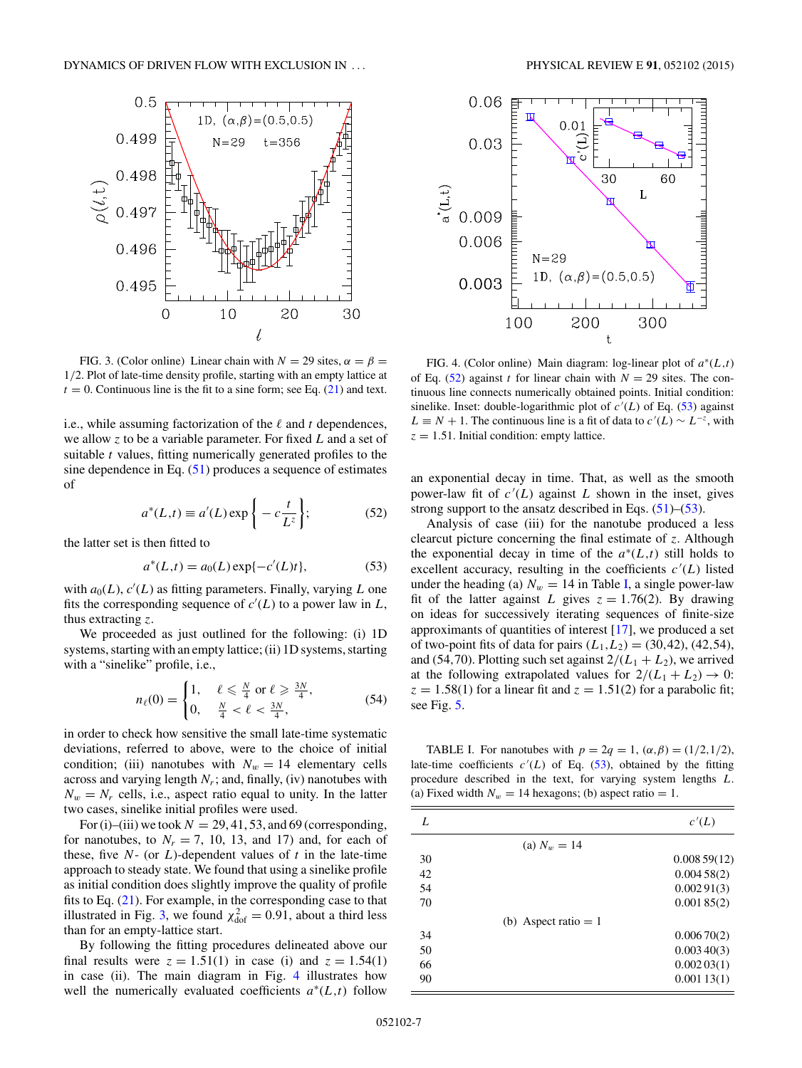FIG. 3. (Color online) Linear chain with $N = 29$ sites, $\alpha = \beta = 1/2$. Plot of late-time density profile, starting with an empty lattice at $t = 0$. Continuous line is the fit to a sine form; see Eq. (21) and text.

FIG. 4. (Color online) Main diagram: log-linear plot of $a^*(L,t)$ of Eq. (52) against $t$ for linear chain with $N = 29$ sites. The continuous line connects numerically obtained points. Initial condition: sinelike. Inset: double-logarithmic plot of $c'(L)$ of Eq. (53) against $L \equiv N + 1$. The continuous line is a fit of data to $c'(L) \sim L^{-z}$, with $z = 1.51$. Initial condition: empty lattice.

i.e., while assuming factorization of the $\ell$ and $t$ dependences, we allow $z$ to be a variable parameter. For fixed $L$ and a set of suitable $t$ values, fitting numerically generated profiles to the sine dependence in Eq. (51) produces a sequence of estimates of

$$a^*(L,t) \equiv a'(L) \exp\left\{ -c \frac{t}{L^z} \right\}; \tag{52}$$

the latter set is then fitted to

$$a^*(L,t) = a_0(L) \exp\{-c'(L)t\}, \tag{53}$$

with $a_0(L)$, $c'(L)$ as fitting parameters. Finally, varying $L$ one fits the corresponding sequence of $c'(L)$ to a power law in $L$, thus extracting $z$.

We proceeded as just outlined for the following: (i) 1D systems, starting with an empty lattice; (ii) 1D systems, starting with a "sinelike" profile, i.e.,

$$n_\ell(0) = \begin{cases} 1, & \ell \leqslant \frac{N}{4} \text{ or } \ell \geqslant \frac{3N}{4}, \\ 0, & \frac{N}{4} < \ell < \frac{3N}{4}, \end{cases} \tag{54}$$

in order to check how sensitive the small late-time systematic deviations, referred to above, were to the choice of initial condition; (iii) nanotubes with $N_w = 14$ elementary cells across and varying length $N_r$; and, finally, (iv) nanotubes with $N_w = N_r$ cells, i.e., aspect ratio equal to unity. In the latter two cases, sinelike initial profiles were used.

For (i)–(iii) we took $N = 29, 41, 53$, and 69 (corresponding, for nanotubes, to $N_r = 7$, 10, 13, and 17) and, for each of these, five $N$- (or $L$)-dependent values of $t$ in the late-time approach to steady state. We found that using a sinelike profile as initial condition does slightly improve the quality of profile fits to Eq. (21). For example, in the corresponding case to that illustrated in Fig. 3, we found $\chi^2_{\rm dof} = 0.91$, about a third less than for an empty-lattice start.

By following the fitting procedures delineated above our final results were $z = 1.51(1)$ in case (i) and $z = 1.54(1)$ in case (ii). The main diagram in Fig. 4 illustrates how well the numerically evaluated coefficients $a^*(L,t)$ follow an exponential decay in time. That, as well as the smooth power-law fit of $c'(L)$ against $L$ shown in the inset, gives strong support to the ansatz described in Eqs. (51)–(53).

Analysis of case (iii) for the nanotube produced a less clearcut picture concerning the final estimate of $z$. Although the exponential decay in time of the $a^*(L,t)$ still holds to excellent accuracy, resulting in the coefficients $c'(L)$ listed under the heading (a) $N_w = 14$ in Table I, a single power-law fit of the latter against $L$ gives $z = 1.76(2)$. By drawing on ideas for successively iterating sequences of finite-size approximants of quantities of interest [17], we produced a set of two-point fits of data for pairs $(L_1,L_2) = (30,42)$, $(42,54)$, and $(54,70)$. Plotting such set against $2/(L_1 + L_2)$, we arrived at the following extrapolated values for $2/(L_1 + L_2) \to 0$: $z = 1.58(1)$ for a linear fit and $z = 1.51(2)$ for a parabolic fit; see Fig. 5.

TABLE I. For nanotubes with $p = 2q = 1$, $(\alpha,\beta) = (1/2,1/2)$, late-time coefficients $c'(L)$ of Eq. (53), obtained by the fitting procedure described in the text, for varying system lengths $L$. (a) Fixed width $N_w = 14$ hexagons; (b) aspect ratio = 1.

| $L$ | $c'(L)$ |
|---|---|
| (a) $N_w = 14$ | |
| 30 | 0.008 59(12) |
| 42 | 0.004 58(2) |
| 54 | 0.002 91(3) |
| 70 | 0.001 85(2) |
| (b) Aspect ratio = 1 | |
| 34 | 0.006 70(2) |
| 50 | 0.003 40(3) |
| 66 | 0.002 03(1) |
| 90 | 0.001 13(1) |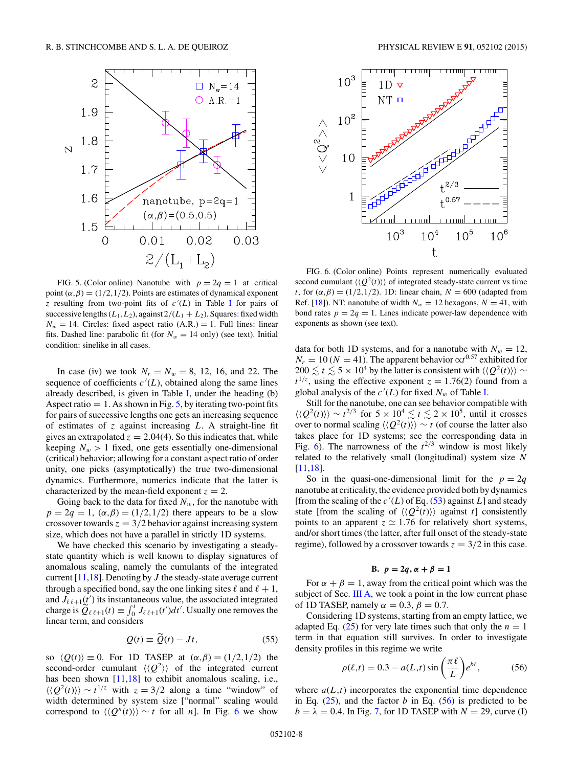FIG. 5. (Color online) Nanotube with $p = 2q = 1$ at critical point $(\alpha,\beta) = (1/2,1/2)$. Points are estimates of dynamical exponent $z$ resulting from two-point fits of $c'(L)$ in Table I for pairs of successive lengths $(L_1,L_2)$, against $2/(L_1 + L_2)$. Squares: fixed width $N_w = 14$. Circles: fixed aspect ratio (A.R.) = 1. Full lines: linear fits. Dashed line: parabolic fit (for $N_w = 14$ only) (see text). Initial condition: sinelike in all cases.

In case (iv) we took $N_r = N_w = 8$, 12, 16, and 22. The sequence of coefficients $c'(L)$, obtained along the same lines already described, is given in Table I, under the heading (b) Aspect ratio = 1. As shown in Fig. 5, by iterating two-point fits for pairs of successive lengths one gets an increasing sequence of estimates of $z$ against increasing $L$. A straight-line fit gives an extrapolated $z = 2.04(4)$. So this indicates that, while keeping $N_w > 1$ fixed, one gets essentially one-dimensional (critical) behavior; allowing for a constant aspect ratio of order unity, one picks (asymptotically) the true two-dimensional dynamics. Furthermore, numerics indicate that the latter is characterized by the mean-field exponent $z = 2$.

Going back to the data for fixed $N_w$, for the nanotube with $p = 2q = 1$, $(\alpha,\beta) = (1/2,1/2)$ there appears to be a slow crossover towards $z = 3/2$ behavior against increasing system size, which does not have a parallel in strictly 1D systems.

We have checked this scenario by investigating a steady-state quantity which is well known to display signatures of anomalous scaling, namely the cumulants of the integrated current [11,18]. Denoting by $J$ the steady-state average current through a specified bond, say the one linking sites $\ell$ and $\ell + 1$, and $J_{\ell\,\ell+1}(t')$ its instantaneous value, the associated integrated charge is $\widetilde{Q}_{\ell\,\ell+1}(t) \equiv \int_0^t J_{\ell\,\ell+1}(t')dt'$. Usually one removes the linear term, and considers

$$Q(t) \equiv \widetilde{Q}(t) - Jt, \tag{55}$$

so $\langle Q(t)\rangle \equiv 0$. For 1D TASEP at $(\alpha,\beta) = (1/2,1/2)$ the second-order cumulant $\langle\langle Q^2\rangle\rangle$ of the integrated current has been shown [11,18] to exhibit anomalous scaling, i.e., $\langle\langle Q^2(t)\rangle\rangle \sim t^{1/z}$ with $z = 3/2$ along a time "window" of width determined by system size ["normal" scaling would correspond to $\langle\langle Q^n(t)\rangle\rangle \sim t$ for all $n$]. In Fig. 6 we show

FIG. 6. (Color online) Points represent numerically evaluated second cumulant $\langle\langle Q^2(t)\rangle\rangle$ of integrated steady-state current vs time $t$, for $(\alpha,\beta) = (1/2,1/2)$. 1D: linear chain, $N = 600$ (adapted from Ref. [18]). NT: nanotube of width $N_w = 12$ hexagons, $N = 41$, with bond rates $p = 2q = 1$. Lines indicate power-law dependence with exponents as shown (see text).

data for both 1D systems, and for a nanotube with $N_w = 12$, $N_r = 10$ ($N = 41$). The apparent behavior $\propto t^{0.57}$ exhibited for $200 \lesssim t \lesssim 5 \times 10^4$ by the latter is consistent with $\langle\langle Q^2(t)\rangle\rangle \sim t^{1/z}$, using the effective exponent $z = 1.76(2)$ found from a global analysis of the $c'(L)$ for fixed $N_w$ of Table I.

Still for the nanotube, one can see behavior compatible with $\langle\langle Q^2(t)\rangle\rangle \sim t^{2/3}$ for $5 \times 10^4 \lesssim t \lesssim 2 \times 10^5$, until it crosses over to normal scaling $\langle\langle Q^2(t)\rangle\rangle \sim t$ (of course the latter also takes place for 1D systems; see the corresponding data in Fig. 6). The narrowness of the $t^{2/3}$ window is most likely related to the relatively small (longitudinal) system size $N$ [11,18].

So in the quasi-one-dimensional limit for the $p = 2q$ nanotube at criticality, the evidence provided both by dynamics [from the scaling of the $c'(L)$ of Eq. (53) against $L$] and steady state [from the scaling of $\langle\langle Q^2(t)\rangle\rangle$ against $t$] consistently points to an apparent $z \simeq 1.76$ for relatively short systems, and/or short times (the latter, after full onset of the steady-state regime), followed by a crossover towards $z = 3/2$ in this case.

### B. $p = 2q, \alpha + \beta = 1$

For $\alpha + \beta = 1$, away from the critical point which was the subject of Sec. III A, we took a point in the low current phase of 1D TASEP, namely $\alpha = 0.3$, $\beta = 0.7$.

Considering 1D systems, starting from an empty lattice, we adapted Eq. (25) for very late times such that only the $n = 1$ term in that equation still survives. In order to investigate density profiles in this regime we write

$$\rho(\ell,t) = 0.3 - a(L,t)\sin\left(\frac{\pi\,\ell}{L}\right)e^{b\ell}, \tag{56}$$

where $a(L,t)$ incorporates the exponential time dependence in Eq. (25), and the factor $b$ in Eq. (56) is predicted to be $b = \lambda = 0.4$. In Fig. 7, for 1D TASEP with $N = 29$, curve (I)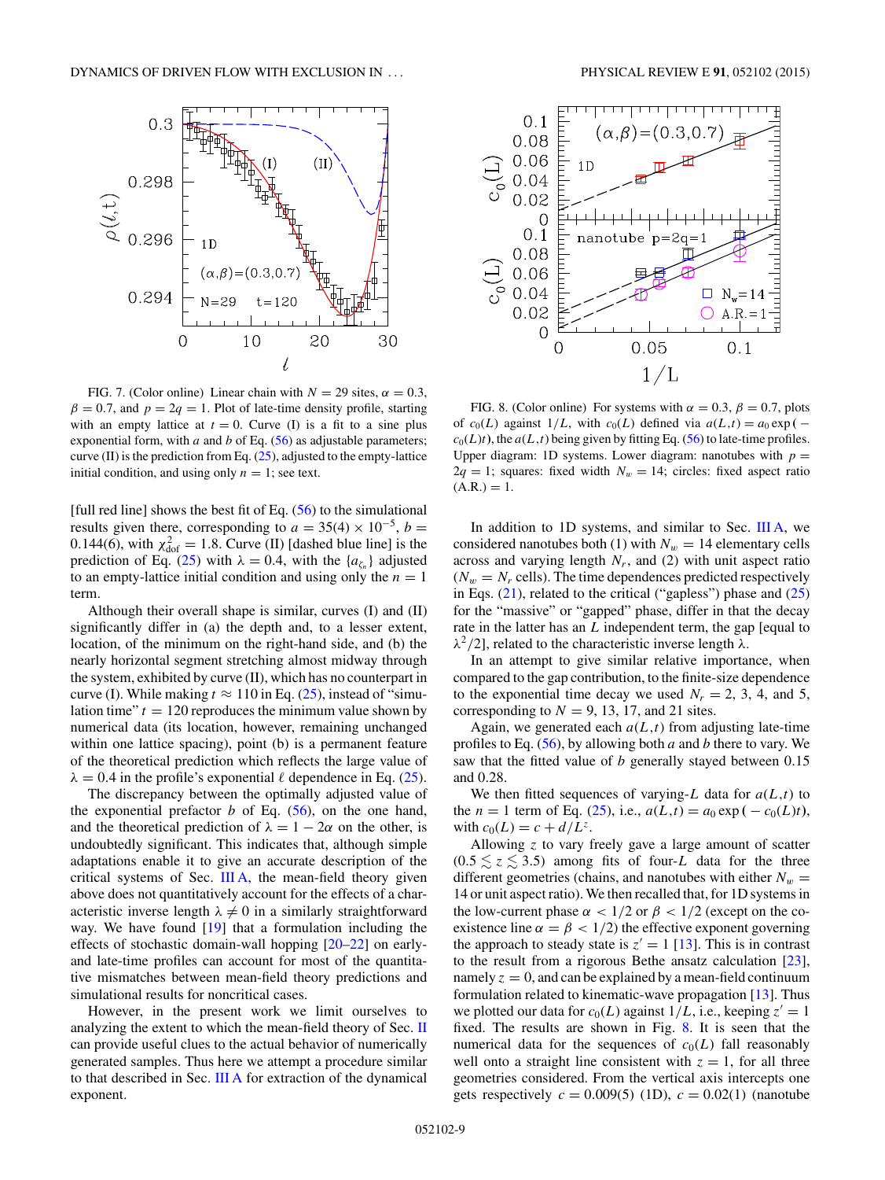FIG. 7. (Color online) Linear chain with $N = 29$ sites, $\alpha = 0.3$, $\beta = 0.7$, and $p = 2q = 1$. Plot of late-time density profile, starting with an empty lattice at $t = 0$. Curve (I) is a fit to a sine plus exponential form, with $a$ and $b$ of Eq. (56) as adjustable parameters; curve (II) is the prediction from Eq. (25), adjusted to the empty-lattice initial condition, and using only $n = 1$; see text.

[full red line] shows the best fit of Eq. (56) to the simulational results given there, corresponding to $a = 35(4) \times 10^{-5}$, $b = 0.144(6)$, with $\chi^2_{\rm dof} = 1.8$. Curve (II) [dashed blue line] is the prediction of Eq. (25) with $\lambda = 0.4$, with the $\{a_{\zeta_n}\}$ adjusted to an empty-lattice initial condition and using only the $n = 1$ term.

Although their overall shape is similar, curves (I) and (II) significantly differ in (a) the depth and, to a lesser extent, location, of the minimum on the right-hand side, and (b) the nearly horizontal segment stretching almost midway through the system, exhibited by curve (II), which has no counterpart in curve (I). While making $t \approx 110$ in Eq. (25), instead of "simulation time" $t = 120$ reproduces the minimum value shown by numerical data (its location, however, remaining unchanged within one lattice spacing), point (b) is a permanent feature of the theoretical prediction which reflects the large value of $\lambda = 0.4$ in the profile's exponential $\ell$ dependence in Eq. (25).

The discrepancy between the optimally adjusted value of the exponential prefactor $b$ of Eq. (56), on the one hand, and the theoretical prediction of $\lambda = 1 - 2\alpha$ on the other, is undoubtedly significant. This indicates that, although simple adaptations enable it to give an accurate description of the critical systems of Sec. III A, the mean-field theory given above does not quantitatively account for the effects of a characteristic inverse length $\lambda \neq 0$ in a similarly straightforward way. We have found [19] that a formulation including the effects of stochastic domain-wall hopping [20–22] on early- and late-time profiles can account for most of the quantitative mismatches between mean-field theory predictions and simulational results for noncritical cases.

However, in the present work we limit ourselves to analyzing the extent to which the mean-field theory of Sec. II can provide useful clues to the actual behavior of numerically generated samples. Thus here we attempt a procedure similar to that described in Sec. III A for extraction of the dynamical exponent.

FIG. 8. (Color online) For systems with $\alpha = 0.3$, $\beta = 0.7$, plots of $c_0(L)$ against $1/L$, with $c_0(L)$ defined via $a(L,t) = a_0 \exp{(-c_0(L)t)}$, the $a(L,t)$ being given by fitting Eq. (56) to late-time profiles. Upper diagram: 1D systems. Lower diagram: nanotubes with $p = 2q = 1$; squares: fixed width $N_w = 14$; circles: fixed aspect ratio (A.R.) = 1.

In addition to 1D systems, and similar to Sec. III A, we considered nanotubes both (1) with $N_w = 14$ elementary cells across and varying length $N_r$, and (2) with unit aspect ratio ($N_w = N_r$ cells). The time dependences predicted respectively in Eqs. (21), related to the critical ("gapless") phase and (25) for the "massive" or "gapped" phase, differ in that the decay rate in the latter has an $L$ independent term, the gap [equal to $\lambda^2/2$], related to the characteristic inverse length $\lambda$.

In an attempt to give similar relative importance, when compared to the gap contribution, to the finite-size dependence to the exponential time decay we used $N_r = 2$, 3, 4, and 5, corresponding to $N = 9$, 13, 17, and 21 sites.

Again, we generated each $a(L,t)$ from adjusting late-time profiles to Eq. (56), by allowing both $a$ and $b$ there to vary. We saw that the fitted value of $b$ generally stayed between 0.15 and 0.28.

We then fitted sequences of varying-$L$ data for $a(L,t)$ to the $n = 1$ term of Eq. (25), i.e., $a(L,t) = a_0 \exp{(-c_0(L)t)}$, with $c_0(L) = c + d/L^z$.

Allowing $z$ to vary freely gave a large amount of scatter ($0.5 \lesssim z \lesssim 3.5$) among fits of four-$L$ data for the three different geometries (chains, and nanotubes with either $N_w = 14$ or unit aspect ratio). We then recalled that, for 1D systems in the low-current phase $\alpha < 1/2$ or $\beta < 1/2$ (except on the coexistence line $\alpha = \beta < 1/2$) the effective exponent governing the approach to steady state is $z' = 1$ [13]. This is in contrast to the result from a rigorous Bethe ansatz calculation [23], namely $z = 0$, and can be explained by a mean-field continuum formulation related to kinematic-wave propagation [13]. Thus we plotted our data for $c_0(L)$ against $1/L$, i.e., keeping $z' = 1$ fixed. The results are shown in Fig. 8. It is seen that the numerical data for the sequences of $c_0(L)$ fall reasonably well onto a straight line consistent with $z = 1$, for all three geometries considered. From the vertical axis intercepts one gets respectively $c = 0.009(5)$ (1D), $c = 0.02(1)$ (nanotube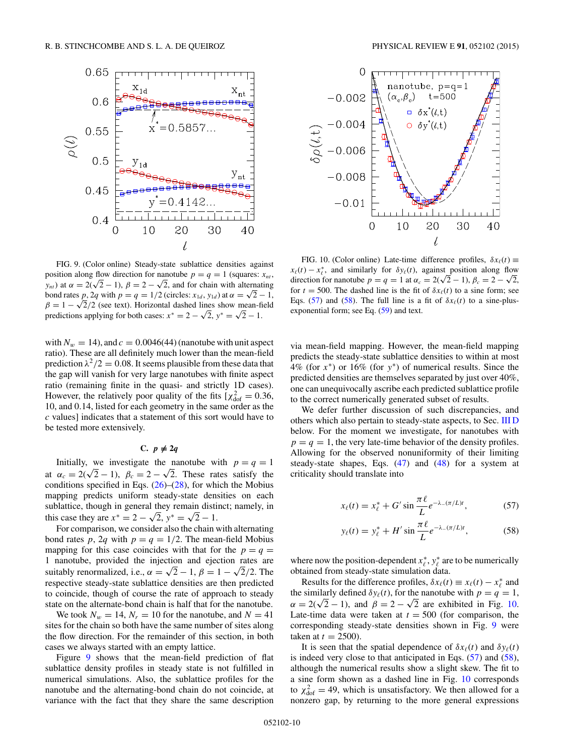FIG. 9. (Color online) Steady-state sublattice densities against position along flow direction for nanotube $p = q = 1$ (squares: $x_{nt}$, $y_{nt}$) at $\alpha = 2(\sqrt{2}-1)$, $\beta = 2-\sqrt{2}$, and for chain with alternating bond rates $p, 2q$ with $p = q = 1/2$ (circles: $x_{1d}$, $y_{1d}$) at $\alpha = \sqrt{2}-1$, $\beta = 1-\sqrt{2}/2$ (see text). Horizontal dashed lines show mean-field predictions applying for both cases: $x^* = 2-\sqrt{2}$, $y^* = \sqrt{2}-1$.

FIG. 10. (Color online) Late-time difference profiles, $\delta x_\ell(t) \equiv x_\ell(t) - x_\ell^*$, and similarly for $\delta y_\ell(t)$, against position along flow direction for nanotube $p = q = 1$ at $\alpha_c = 2(\sqrt{2}-1)$, $\beta_c = 2-\sqrt{2}$, for $t = 500$. The dashed line is the fit of $\delta x_\ell(t)$ to a sine form; see Eqs. (57) and (58). The full line is a fit of $\delta x_\ell(t)$ to a sine-plus-exponential form; see Eq. (59) and text.

with $N_w = 14$), and $c = 0.0046(44)$ (nanotube with unit aspect ratio). These are all definitely much lower than the mean-field prediction $\lambda^2/2 = 0.08$. It seems plausible from these data that the gap will vanish for very large nanotubes with finite aspect ratio (remaining finite in the quasi- and strictly 1D cases). However, the relatively poor quality of the fits [$\chi^2_{\rm dof} = 0.36$, 10, and 0.14, listed for each geometry in the same order as the $c$ values] indicates that a statement of this sort would have to be tested more extensively.

### C. $p \neq 2q$

Initially, we investigate the nanotube with $p = q = 1$ at $\alpha_c = 2(\sqrt{2}-1)$, $\beta_c = 2-\sqrt{2}$. These rates satisfy the conditions specified in Eqs. (26)–(28), for which the Mobius mapping predicts uniform steady-state densities on each sublattice, though in general they remain distinct; namely, in this case they are $x^* = 2-\sqrt{2}$, $y^* = \sqrt{2}-1$.

For comparison, we consider also the chain with alternating bond rates $p$, $2q$ with $p = q = 1/2$. The mean-field Mobius mapping for this case coincides with that for the $p = 1$ nanotube, provided the injection and ejection rates are suitably renormalized, i.e., $\alpha = \sqrt{2}-1$, $\beta = 1-\sqrt{2}/2$. The respective steady-state sublattice densities are then predicted to coincide, though of course the rate of approach to steady state on the alternate-bond chain is half that for the nanotube.

We took $N_w = 14$, $N_r = 10$ for the nanotube, and $N = 41$ sites for the chain so both have the same number of sites along the flow direction. For the remainder of this section, in both cases we always started with an empty lattice.

Figure 9 shows that the mean-field prediction of flat sublattice density profiles in steady state is not fulfilled in numerical simulations. Also, the sublattice profiles for the nanotube and the alternating-bond chain do not coincide, at variance with the fact that they share the same description via mean-field mapping. However, the mean-field mapping predicts the steady-state sublattice densities to within at most 4% (for $x^*$) or 16% (for $y^*$) of numerical results. Since the predicted densities are themselves separated by just over 40%, one can unequivocally ascribe each predicted sublattice profile to the correct numerically generated subset of results.

We defer further discussion of such discrepancies, and others which also pertain to steady-state aspects, to Sec. III D below. For the moment we investigate, for nanotubes with $p = q = 1$, the very late-time behavior of the density profiles. Allowing for the observed nonuniformity of their limiting steady-state shapes, Eqs. (47) and (48) for a system at criticality should translate into

$$x_\ell(t) = x_\ell^* + G' \sin\frac{\pi\ell}{L} e^{-\lambda_-(\pi/L)t}, \tag{57}$$

$$y_\ell(t) = y_\ell^* + H' \sin\frac{\pi\ell}{L} e^{-\lambda_-(\pi/L)t}, \tag{58}$$

where now the position-dependent $x_\ell^*$, $y_\ell^*$ are to be numerically obtained from steady-state simulation data.

Results for the difference profiles, $\delta x_\ell(t) \equiv x_\ell(t) - x_\ell^*$ and the similarly defined $\delta y_\ell(t)$, for the nanotube with $p = q = 1$, $\alpha = 2(\sqrt{2}-1)$, and $\beta = 2-\sqrt{2}$ are exhibited in Fig. 10. Late-time data were taken at $t = 500$ (for comparison, the corresponding steady-state densities shown in Fig. 9 were taken at $t = 2500$).

It is seen that the spatial dependence of $\delta x_\ell(t)$ and $\delta y_\ell(t)$ is indeed very close to that anticipated in Eqs. (57) and (58), although the numerical results show a slight skew. The fit to a sine form shown as a dashed line in Fig. 10 corresponds to $\chi^2_{\rm dof} = 49$, which is unsatisfactory. We then allowed for a nonzero gap, by returning to the more general expressions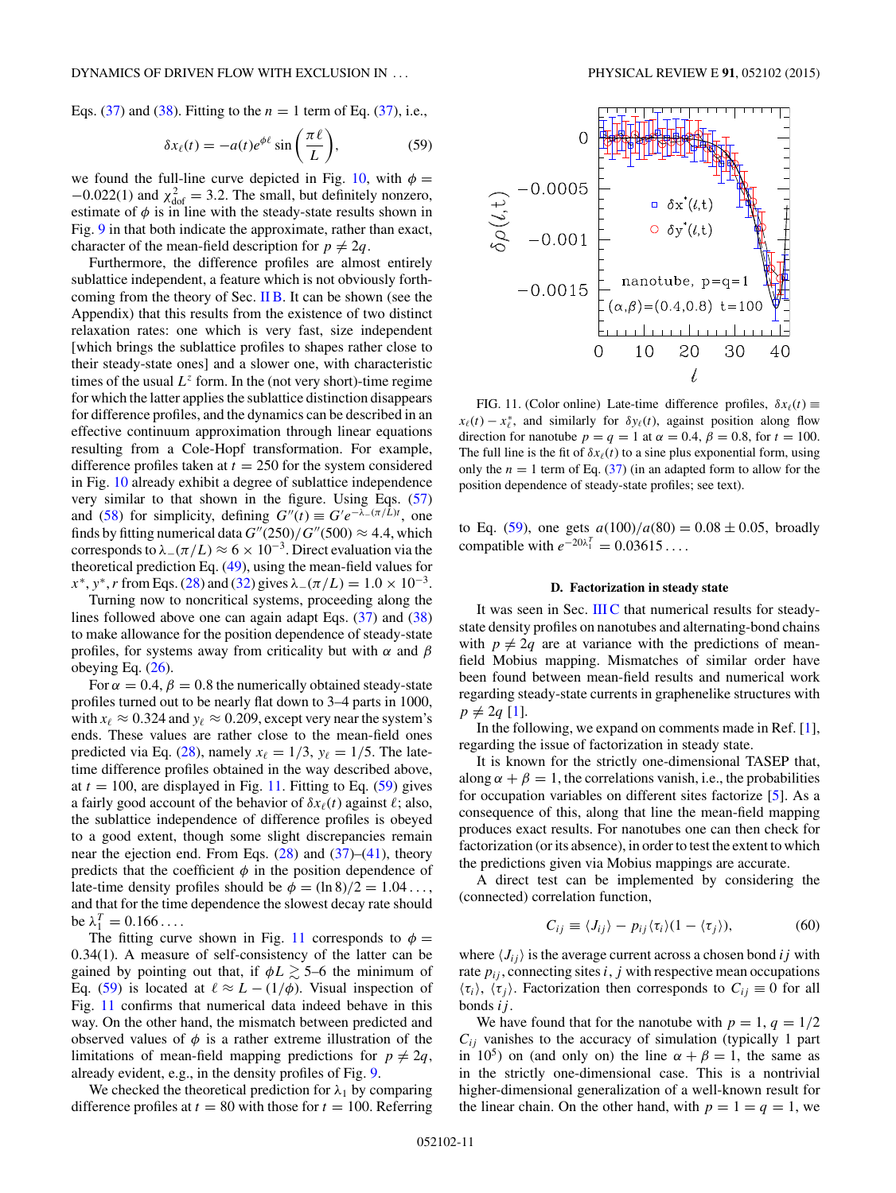Eqs. (37) and (38). Fitting to the $n=1$ term of Eq. (37), i.e.,

$$\delta x_\ell(t) = -a(t)e^{\phi\ell}\sin\left(\frac{\pi\ell}{L}\right), \tag{59}$$

we found the full-line curve depicted in Fig. 10, with $\phi = -0.022(1)$ and $\chi^2_{\rm dof} = 3.2$. The small, but definitely nonzero, estimate of $\phi$ is in line with the steady-state results shown in Fig. 9 in that both indicate the approximate, rather than exact, character of the mean-field description for $p \neq 2q$.

Furthermore, the difference profiles are almost entirely sublattice independent, a feature which is not obviously forthcoming from the theory of Sec. II B. It can be shown (see the Appendix) that this results from the existence of two distinct relaxation rates: one which is very fast, size independent [which brings the sublattice profiles to shapes rather close to their steady-state ones] and a slower one, with characteristic times of the usual $L^z$ form. In the (not very short)-time regime for which the latter applies the sublattice distinction disappears for difference profiles, and the dynamics can be described in an effective continuum approximation through linear equations resulting from a Cole-Hopf transformation. For example, difference profiles taken at $t = 250$ for the system considered in Fig. 10 already exhibit a degree of sublattice independence very similar to that shown in the figure. Using Eqs. (57) and (58) for simplicity, defining $G''(t) \equiv G' e^{-\lambda_-(\pi/L)t}$, one finds by fitting numerical data $G''(250)/G''(500) \approx 4.4$, which corresponds to $\lambda_-(\pi/L) \approx 6 \times 10^{-3}$. Direct evaluation via the theoretical prediction Eq. (49), using the mean-field values for $x^*, y^*, r$ from Eqs. (28) and (32) gives $\lambda_-(\pi/L) = 1.0 \times 10^{-3}$.

Turning now to noncritical systems, proceeding along the lines followed above one can again adapt Eqs. (37) and (38) to make allowance for the position dependence of steady-state profiles, for systems away from criticality but with $\alpha$ and $\beta$ obeying Eq. (26).

For $\alpha = 0.4$, $\beta = 0.8$ the numerically obtained steady-state profiles turned out to be nearly flat down to 3–4 parts in 1000, with $x_\ell \approx 0.324$ and $y_\ell \approx 0.209$, except very near the system's ends. These values are rather close to the mean-field ones predicted via Eq. (28), namely $x_\ell = 1/3$, $y_\ell = 1/5$. The late-time difference profiles obtained in the way described above, at $t = 100$, are displayed in Fig. 11. Fitting to Eq. (59) gives a fairly good account of the behavior of $\delta x_\ell(t)$ against $\ell$; also, the sublattice independence of difference profiles is obeyed to a good extent, though some slight discrepancies remain near the ejection end. From Eqs. (28) and (37)–(41), theory predicts that the coefficient $\phi$ in the position dependence of late-time density profiles should be $\phi = (\ln 8)/2 = 1.04\ldots$, and that for the time dependence the slowest decay rate should be $\lambda_1^T = 0.166\ldots$.

The fitting curve shown in Fig. 11 corresponds to $\phi = 0.34(1)$. A measure of self-consistency of the latter can be gained by pointing out that, if $\phi L \gtrsim 5$–6 the minimum of Eq. (59) is located at $\ell \approx L - (1/\phi)$. Visual inspection of Fig. 11 confirms that numerical data indeed behave in this way. On the other hand, the mismatch between predicted and observed values of $\phi$ is a rather extreme illustration of the limitations of mean-field mapping predictions for $p \neq 2q$, already evident, e.g., in the density profiles of Fig. 9.

We checked the theoretical prediction for $\lambda_1$ by comparing difference profiles at $t = 80$ with those for $t = 100$. Referring to Eq. (59), one gets $a(100)/a(80) = 0.08 \pm 0.05$, broadly compatible with $e^{-20\lambda_1^T} = 0.03615\ldots$.

FIG. 11. (Color online) Late-time difference profiles, $\delta x_\ell(t) \equiv x_\ell(t) - x_\ell^*$, and similarly for $\delta y_\ell(t)$, against position along flow direction for nanotube $p = q = 1$ at $\alpha = 0.4$, $\beta = 0.8$, for $t = 100$. The full line is the fit of $\delta x_\ell(t)$ to a sine plus exponential form, using only the $n = 1$ term of Eq. (37) (in an adapted form to allow for the position dependence of steady-state profiles; see text).

### D. Factorization in steady state

It was seen in Sec. III C that numerical results for steady-state density profiles on nanotubes and alternating-bond chains with $p \neq 2q$ are at variance with the predictions of mean-field Mobius mapping. Mismatches of similar order have been found between mean-field results and numerical work regarding steady-state currents in graphenelike structures with $p \neq 2q$ [1].

In the following, we expand on comments made in Ref. [1], regarding the issue of factorization in steady state.

It is known for the strictly one-dimensional TASEP that, along $\alpha + \beta = 1$, the correlations vanish, i.e., the probabilities for occupation variables on different sites factorize [5]. As a consequence of this, along that line the mean-field mapping produces exact results. For nanotubes one can then check for factorization (or its absence), in order to test the extent to which the predictions given via Mobius mappings are accurate.

A direct test can be implemented by considering the (connected) correlation function,

$$C_{ij} \equiv \langle J_{ij}\rangle - p_{ij}\langle\tau_i\rangle(1 - \langle\tau_j\rangle), \tag{60}$$

where $\langle J_{ij}\rangle$ is the average current across a chosen bond $ij$ with rate $p_{ij}$, connecting sites $i$, $j$ with respective mean occupations $\langle\tau_i\rangle$, $\langle\tau_j\rangle$. Factorization then corresponds to $C_{ij} \equiv 0$ for all bonds $ij$.

We have found that for the nanotube with $p = 1$, $q = 1/2$ $C_{ij}$ vanishes to the accuracy of simulation (typically 1 part in $10^5$) on (and only on) the line $\alpha + \beta = 1$, the same as in the strictly one-dimensional case. This is a nontrivial higher-dimensional generalization of a well-known result for the linear chain. On the other hand, with $p = 1 = q = 1$, we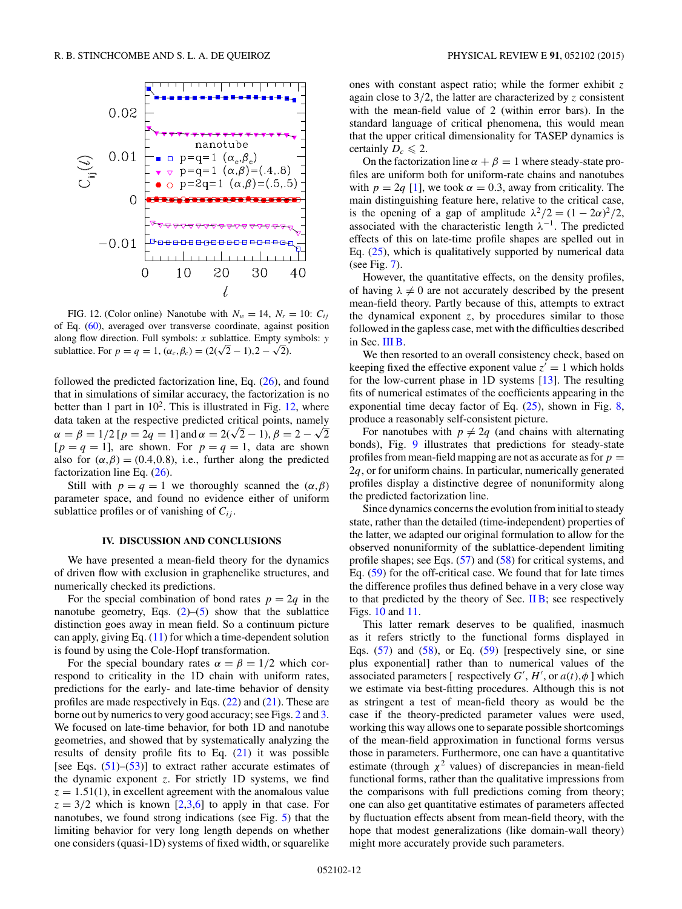FIG. 12. (Color online) Nanotube with $N_w = 14$, $N_r = 10$: $C_{ij}$ of Eq. (60), averaged over transverse coordinate, against position along flow direction. Full symbols: $x$ sublattice. Empty symbols: $y$ sublattice. For $p = q = 1$, $(\alpha_c, \beta_c) = (2(\sqrt{2}-1), 2-\sqrt{2})$.

followed the predicted factorization line, Eq. (26), and found that in simulations of similar accuracy, the factorization is no better than 1 part in $10^2$. This is illustrated in Fig. 12, where data taken at the respective predicted critical points, namely $\alpha = \beta = 1/2$ [$p = 2q = 1$] and $\alpha = 2(\sqrt{2}-1)$, $\beta = 2-\sqrt{2}$ [$p = q = 1$], are shown. For $p = q = 1$, data are shown also for $(\alpha,\beta) = (0.4, 0.8)$, i.e., further along the predicted factorization line Eq. (26).

Still with $p = q = 1$ we thoroughly scanned the $(\alpha,\beta)$ parameter space, and found no evidence either of uniform sublattice profiles or of vanishing of $C_{ij}$.

## IV. DISCUSSION AND CONCLUSIONS

We have presented a mean-field theory for the dynamics of driven flow with exclusion in graphenelike structures, and numerically checked its predictions.

For the special combination of bond rates $p = 2q$ in the nanotube geometry, Eqs. (2)–(5) show that the sublattice distinction goes away in mean field. So a continuum picture can apply, giving Eq. (11) for which a time-dependent solution is found by using the Cole-Hopf transformation.

For the special boundary rates $\alpha = \beta = 1/2$ which correspond to criticality in the 1D chain with uniform rates, predictions for the early- and late-time behavior of density profiles are made respectively in Eqs. (22) and (21). These are borne out by numerics to very good accuracy; see Figs. 2 and 3. We focused on late-time behavior, for both 1D and nanotube geometries, and showed that by systematically analyzing the results of density profile fits to Eq. (21) it was possible [see Eqs. (51)–(53)] to extract rather accurate estimates of the dynamic exponent $z$. For strictly 1D systems, we find $z = 1.51(1)$, in excellent agreement with the anomalous value $z = 3/2$ which is known [2,3,6] to apply in that case. For nanotubes, we found strong indications (see Fig. 5) that the limiting behavior for very long length depends on whether one considers (quasi-1D) systems of fixed width, or squarelike ones with constant aspect ratio; while the former exhibit $z$ again close to $3/2$, the latter are characterized by $z$ consistent with the mean-field value of 2 (within error bars). In the standard language of critical phenomena, this would mean that the upper critical dimensionality for TASEP dynamics is certainly $D_c \leqslant 2$.

On the factorization line $\alpha + \beta = 1$ where steady-state profiles are uniform both for uniform-rate chains and nanotubes with $p = 2q$ [1], we took $\alpha = 0.3$, away from criticality. The main distinguishing feature here, relative to the critical case, is the opening of a gap of amplitude $\lambda^2/2 = (1-2\alpha)^2/2$, associated with the characteristic length $\lambda^{-1}$. The predicted effects of this on late-time profile shapes are spelled out in Eq. (25), which is qualitatively supported by numerical data (see Fig. 7).

However, the quantitative effects, on the density profiles, of having $\lambda \neq 0$ are not accurately described by the present mean-field theory. Partly because of this, attempts to extract the dynamical exponent $z$, by procedures similar to those followed in the gapless case, met with the difficulties described in Sec. III B.

We then resorted to an overall consistency check, based on keeping fixed the effective exponent value $z' = 1$ which holds for the low-current phase in 1D systems [13]. The resulting fits of numerical estimates of the coefficients appearing in the exponential time decay factor of Eq. (25), shown in Fig. 8, produce a reasonably self-consistent picture.

For nanotubes with $p \neq 2q$ (and chains with alternating bonds), Fig. 9 illustrates that predictions for steady-state profiles from mean-field mapping are not as accurate as for $p = 2q$, or for uniform chains. In particular, numerically generated profiles display a distinctive degree of nonuniformity along the predicted factorization line.

Since dynamics concerns the evolution from initial to steady state, rather than the detailed (time-independent) properties of the latter, we adapted our original formulation to allow for the observed nonuniformity of the sublattice-dependent limiting profile shapes; see Eqs. (57) and (58) for critical systems, and Eq. (59) for the off-critical case. We found that for late times the difference profiles thus defined behave in a very close way to that predicted by the theory of Sec. II B; see respectively Figs. 10 and 11.

This latter remark deserves to be qualified, inasmuch as it refers strictly to the functional forms displayed in Eqs. (57) and (58), or Eq. (59) [respectively sine, or sine plus exponential] rather than to numerical values of the associated parameters [ respectively $G'$, $H'$, or $a(t),\phi$ ] which we estimate via best-fitting procedures. Although this is not as stringent a test of mean-field theory as would be the case if the theory-predicted parameter values were used, working this way allows one to separate possible shortcomings of the mean-field approximation in functional forms versus those in parameters. Furthermore, one can have a quantitative estimate (through $\chi^2$ values) of discrepancies in mean-field functional forms, rather than the qualitative impressions from the comparisons with full predictions coming from theory; one can also get quantitative estimates of parameters affected by fluctuation effects absent from mean-field theory, with the hope that modest generalizations (like domain-wall theory) might more accurately provide such parameters.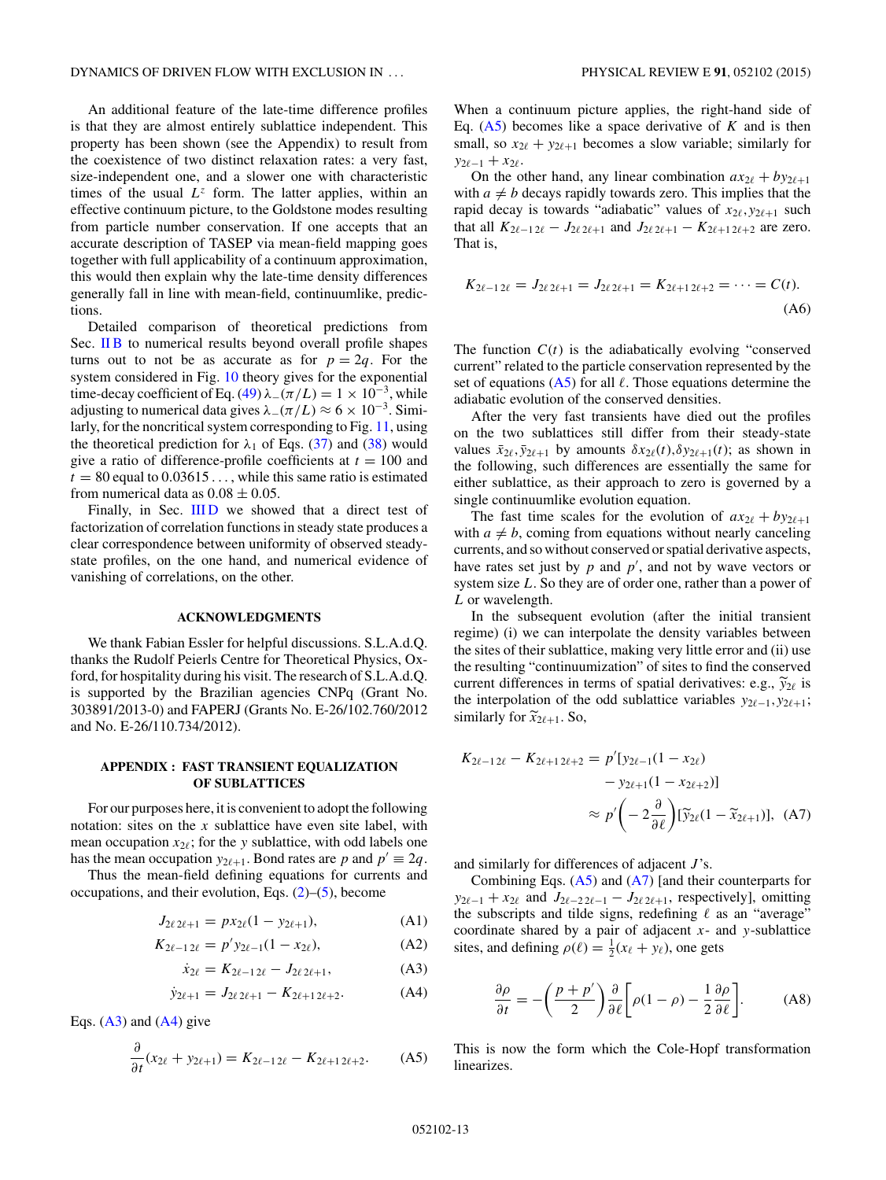An additional feature of the late-time difference profiles is that they are almost entirely sublattice independent. This property has been shown (see the Appendix) to result from the coexistence of two distinct relaxation rates: a very fast, size-independent one, and a slower one with characteristic times of the usual $L^z$ form. The latter applies, within an effective continuum picture, to the Goldstone modes resulting from particle number conservation. If one accepts that an accurate description of TASEP via mean-field mapping goes together with full applicability of a continuum approximation, this would then explain why the late-time density differences generally fall in line with mean-field, continuumlike, predictions.

Detailed comparison of theoretical predictions from Sec. II B to numerical results beyond overall profile shapes turns out to not be as accurate as for $p = 2q$. For the system considered in Fig. 10 theory gives for the exponential time-decay coefficient of Eq. (49) $\lambda_{-}(\pi/L) = 1 \times 10^{-3}$, while adjusting to numerical data gives $\lambda_{-}(\pi/L) \approx 6 \times 10^{-3}$. Similarly, for the noncritical system corresponding to Fig. 11, using the theoretical prediction for $\lambda_1$ of Eqs. (37) and (38) would give a ratio of difference-profile coefficients at $t = 100$ and $t = 80$ equal to $0.03615\ldots$, while this same ratio is estimated from numerical data as $0.08 \pm 0.05$.

Finally, in Sec. III D we showed that a direct test of factorization of correlation functions in steady state produces a clear correspondence between uniformity of observed steady-state profiles, on the one hand, and numerical evidence of vanishing of correlations, on the other.

## ACKNOWLEDGMENTS

We thank Fabian Essler for helpful discussions. S.L.A.d.Q. thanks the Rudolf Peierls Centre for Theoretical Physics, Oxford, for hospitality during his visit. The research of S.L.A.d.Q. is supported by the Brazilian agencies CNPq (Grant No. 303891/2013-0) and FAPERJ (Grants No. E-26/102.760/2012 and No. E-26/110.734/2012).

## APPENDIX : FAST TRANSIENT EQUALIZATION OF SUBLATTICES

For our purposes here, it is convenient to adopt the following notation: sites on the $x$ sublattice have even site label, with mean occupation $x_{2\ell}$; for the $y$ sublattice, with odd labels one has the mean occupation $y_{2\ell+1}$. Bond rates are $p$ and $p' \equiv 2q$.

Thus the mean-field defining equations for currents and occupations, and their evolution, Eqs. (2)–(5), become

$$J_{2\ell\,2\ell+1} = p x_{2\ell}(1 - y_{2\ell+1}), \tag{A1}$$

$$K_{2\ell-1\,2\ell} = p' y_{2\ell-1}(1 - x_{2\ell}), \tag{A2}$$

$$\dot{x}_{2\ell} = K_{2\ell-1\,2\ell} - J_{2\ell\,2\ell+1}, \tag{A3}$$

$$\dot{y}_{2\ell+1} = J_{2\ell\,2\ell+1} - K_{2\ell+1\,2\ell+2}. \tag{A4}$$

Eqs. (A3) and (A4) give

$$\frac{\partial}{\partial t}(x_{2\ell} + y_{2\ell+1}) = K_{2\ell-1\,2\ell} - K_{2\ell+1\,2\ell+2}. \tag{A5}$$

When a continuum picture applies, the right-hand side of Eq. (A5) becomes like a space derivative of $K$ and is then small, so $x_{2\ell} + y_{2\ell+1}$ becomes a slow variable; similarly for $y_{2\ell-1} + x_{2\ell}$.

On the other hand, any linear combination $ax_{2\ell} + by_{2\ell+1}$ with $a \neq b$ decays rapidly towards zero. This implies that the rapid decay is towards "adiabatic" values of $x_{2\ell}, y_{2\ell+1}$ such that all $K_{2\ell-1\,2\ell} - J_{2\ell\,2\ell+1}$ and $J_{2\ell\,2\ell+1} - K_{2\ell+1\,2\ell+2}$ are zero. That is,

$$K_{2\ell-1\,2\ell} = J_{2\ell\,2\ell+1} = J_{2\ell\,2\ell+1} = K_{2\ell+1\,2\ell+2} = \cdots = C(t). \tag{A6}$$

The function $C(t)$ is the adiabatically evolving "conserved current" related to the particle conservation represented by the set of equations (A5) for all $\ell$. Those equations determine the adiabatic evolution of the conserved densities.

After the very fast transients have died out the profiles on the two sublattices still differ from their steady-state values $\bar{x}_{2\ell}, \bar{y}_{2\ell+1}$ by amounts $\delta x_{2\ell}(t), \delta y_{2\ell+1}(t)$; as shown in the following, such differences are essentially the same for either sublattice, as their approach to zero is governed by a single continuumlike evolution equation.

The fast time scales for the evolution of $ax_{2\ell} + by_{2\ell+1}$ with $a \neq b$, coming from equations without nearly canceling currents, and so without conserved or spatial derivative aspects, have rates set just by $p$ and $p'$, and not by wave vectors or system size $L$. So they are of order one, rather than a power of $L$ or wavelength.

In the subsequent evolution (after the initial transient regime) (i) we can interpolate the density variables between the sites of their sublattice, making very little error and (ii) use the resulting "continuumization" of sites to find the conserved current differences in terms of spatial derivatives: e.g., $\widetilde{y}_{2\ell}$ is the interpolation of the odd sublattice variables $y_{2\ell-1}, y_{2\ell+1}$; similarly for $\widetilde{x}_{2\ell+1}$. So,

$$\begin{aligned} K_{2\ell-1\,2\ell} - K_{2\ell+1\,2\ell+2} &= p'[y_{2\ell-1}(1 - x_{2\ell}) \\ &\quad - y_{2\ell+1}(1 - x_{2\ell+2})] \\ &\approx p'\left(-2\frac{\partial}{\partial \ell}\right)[\widetilde{y}_{2\ell}(1 - \widetilde{x}_{2\ell+1})], \end{aligned} \tag{A7}$$

and similarly for differences of adjacent $J$'s.

Combining Eqs. (A5) and (A7) [and their counterparts for $y_{2\ell-1} + x_{2\ell}$ and $J_{2\ell-2\,2\ell-1} - J_{2\ell\,2\ell+1}$, respectively], omitting the subscripts and tilde signs, redefining $\ell$ as an "average" coordinate shared by a pair of adjacent $x$- and $y$-sublattice sites, and defining $\rho(\ell) = \frac{1}{2}(x_\ell + y_\ell)$, one gets

$$\frac{\partial \rho}{\partial t} = -\left(\frac{p + p'}{2}\right)\frac{\partial}{\partial \ell}\left[\rho(1 - \rho) - \frac{1}{2}\frac{\partial \rho}{\partial \ell}\right]. \tag{A8}$$

This is now the form which the Cole-Hopf transformation linearizes.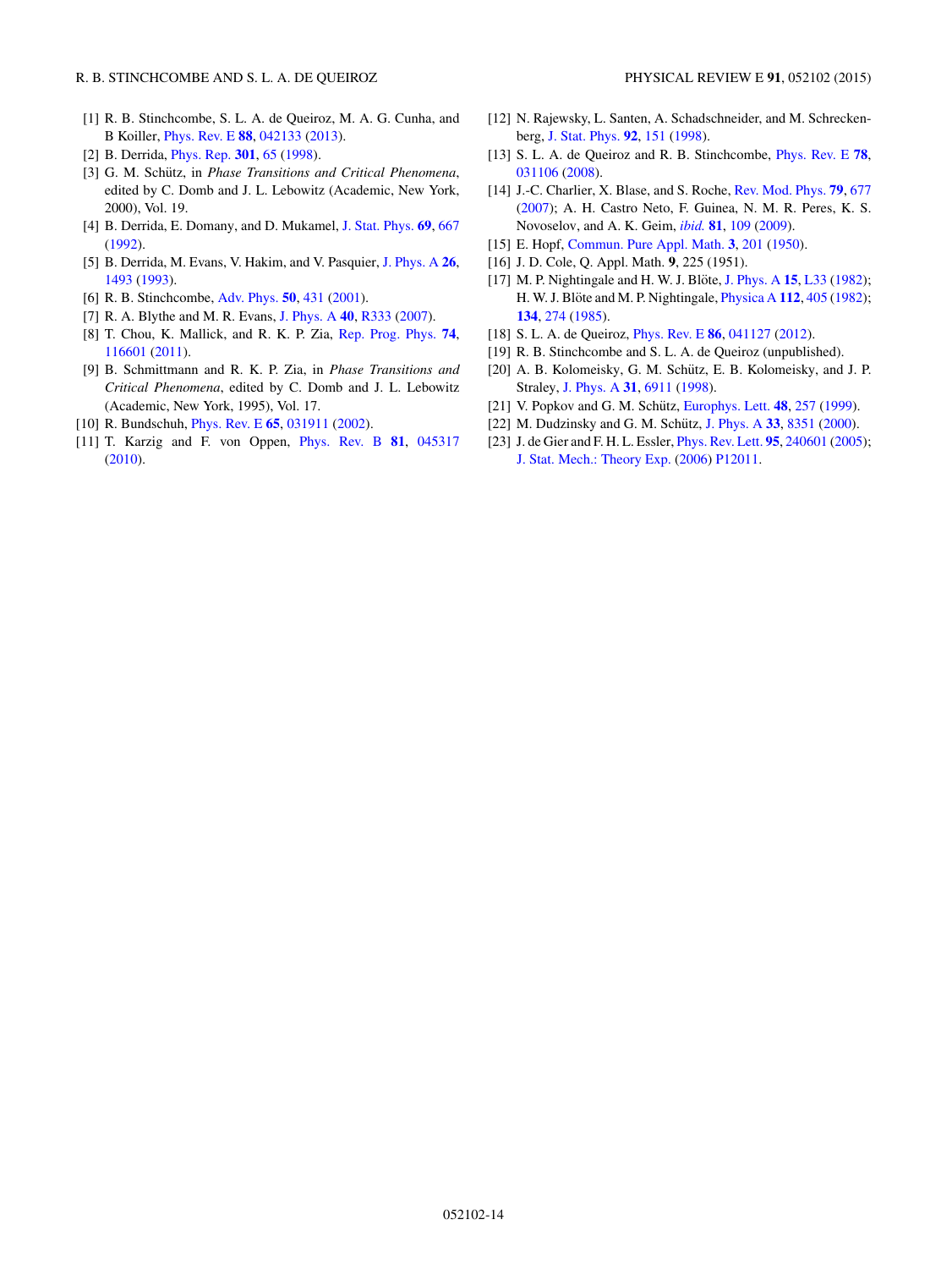[1] R. B. Stinchcombe, S. L. A. de Queiroz, M. A. G. Cunha, and B Koiller, Phys. Rev. E **88**, 042133 (2013).

[2] B. Derrida, Phys. Rep. **301**, 65 (1998).

[3] G. M. Schütz, in *Phase Transitions and Critical Phenomena*, edited by C. Domb and J. L. Lebowitz (Academic, New York, 2000), Vol. 19.

[4] B. Derrida, E. Domany, and D. Mukamel, J. Stat. Phys. **69**, 667 (1992).

[5] B. Derrida, M. Evans, V. Hakim, and V. Pasquier, J. Phys. A **26**, 1493 (1993).

[6] R. B. Stinchcombe, Adv. Phys. **50**, 431 (2001).

[7] R. A. Blythe and M. R. Evans, J. Phys. A **40**, R333 (2007).

[8] T. Chou, K. Mallick, and R. K. P. Zia, Rep. Prog. Phys. **74**, 116601 (2011).

[9] B. Schmittmann and R. K. P. Zia, in *Phase Transitions and Critical Phenomena*, edited by C. Domb and J. L. Lebowitz (Academic, New York, 1995), Vol. 17.

[10] R. Bundschuh, Phys. Rev. E **65**, 031911 (2002).

[11] T. Karzig and F. von Oppen, Phys. Rev. B **81**, 045317 (2010).

[12] N. Rajewsky, L. Santen, A. Schadschneider, and M. Schreckenberg, J. Stat. Phys. **92**, 151 (1998).

[13] S. L. A. de Queiroz and R. B. Stinchcombe, Phys. Rev. E **78**, 031106 (2008).

[14] J.-C. Charlier, X. Blase, and S. Roche, Rev. Mod. Phys. **79**, 677 (2007); A. H. Castro Neto, F. Guinea, N. M. R. Peres, K. S. Novoselov, and A. K. Geim, *ibid.* **81**, 109 (2009).

[15] E. Hopf, Commun. Pure Appl. Math. **3**, 201 (1950).

[16] J. D. Cole, Q. Appl. Math. **9**, 225 (1951).

[17] M. P. Nightingale and H. W. J. Blöte, J. Phys. A **15**, L33 (1982); H. W. J. Blöte and M. P. Nightingale, Physica A **112**, 405 (1982); **134**, 274 (1985).

[18] S. L. A. de Queiroz, Phys. Rev. E **86**, 041127 (2012).

[19] R. B. Stinchcombe and S. L. A. de Queiroz (unpublished).

[20] A. B. Kolomeisky, G. M. Schütz, E. B. Kolomeisky, and J. P. Straley, J. Phys. A **31**, 6911 (1998).

[21] V. Popkov and G. M. Schütz, Europhys. Lett. **48**, 257 (1999).

[22] M. Dudzinsky and G. M. Schütz, J. Phys. A **33**, 8351 (2000).

[23] J. de Gier and F. H. L. Essler, Phys. Rev. Lett. **95**, 240601 (2005); J. Stat. Mech.: Theory Exp. (2006) P12011.